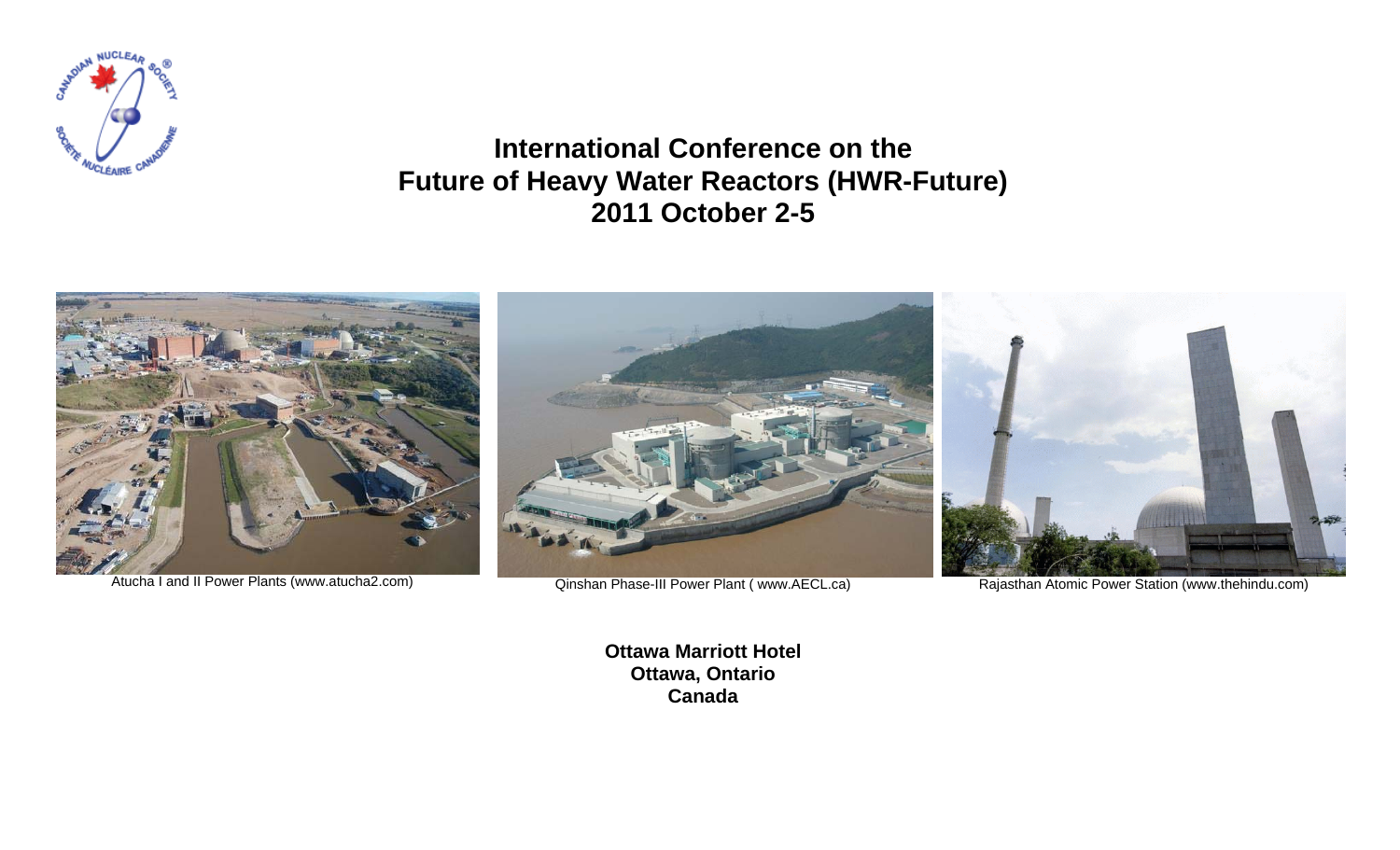# International Conference on the Future of Heavy Water Reactors (HWR-Future) 2011 October 2-5

Atucha I and II Power Plants (www.atucha2.com)

Qinshan Phase-III Power Plant ( www.AECL.ca)

Rajasthan Atomic Power Station (www.thehindu.com)

**Ottawa Marriott Hotel**
**Ottawa, Ontario**
**Canada**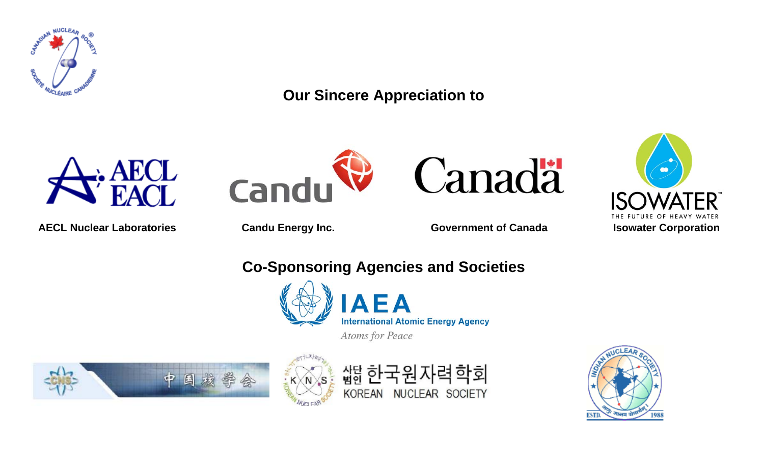## Our Sincere Appreciation to

AECL Nuclear Laboratories

Candu Energy Inc.

Government of Canada

Isowater Corporation

## Co-Sponsoring Agencies and Societies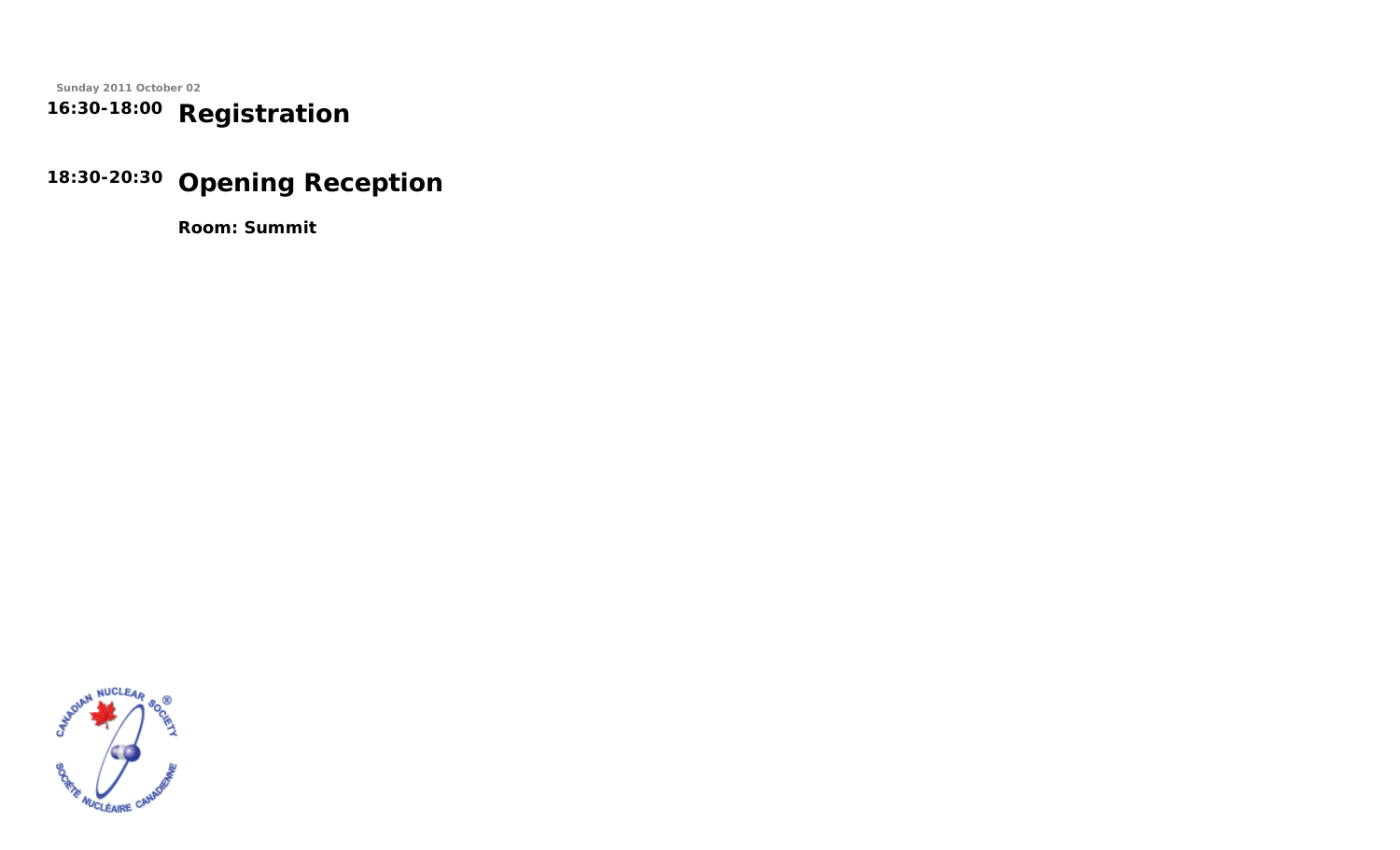Sunday 2011 October 02

## 16:30-18:00 Registration

## 18:30-20:30 Opening Reception

**Room: Summit**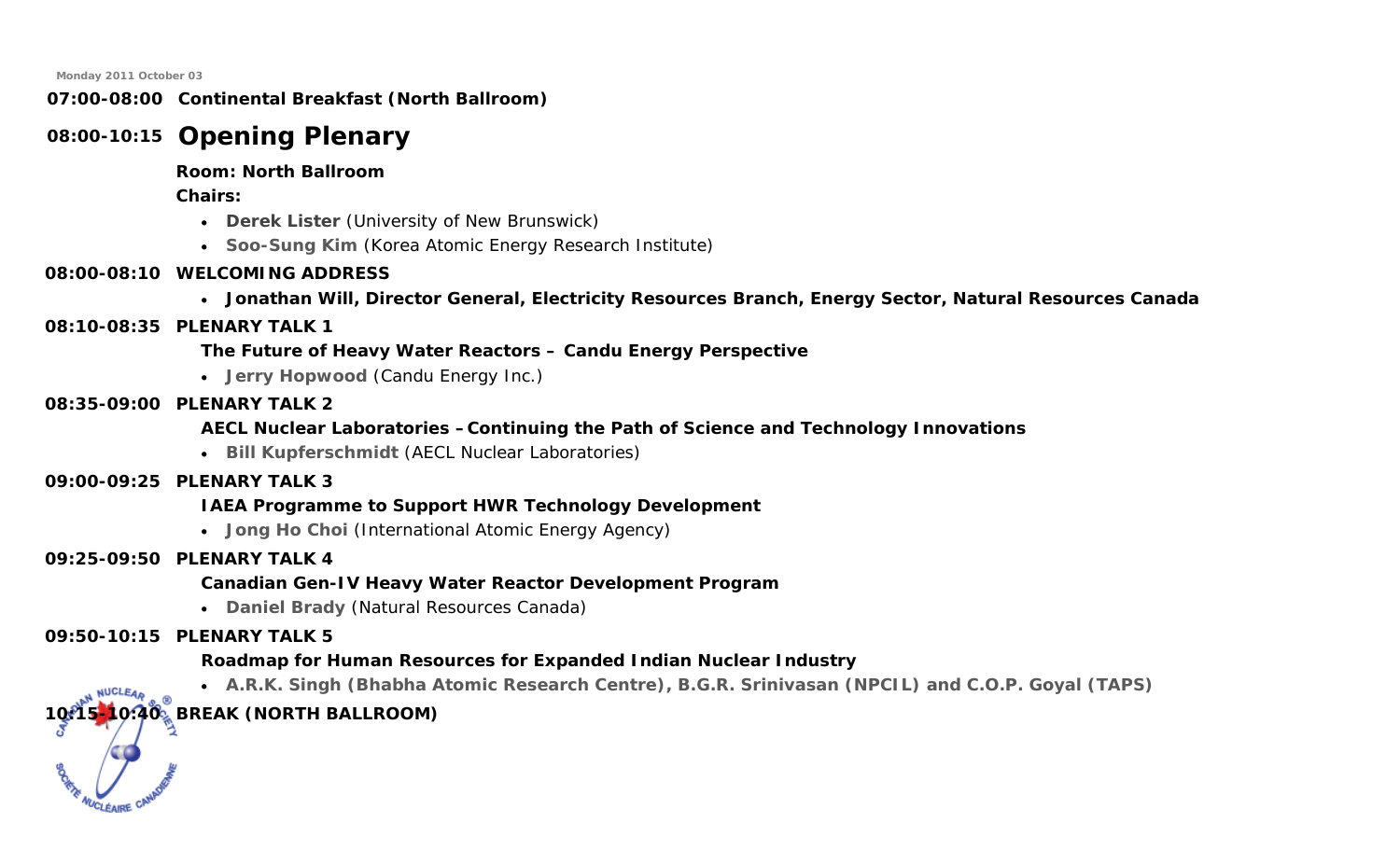Monday 2011 October 03

**07:00-08:00 Continental Breakfast (North Ballroom)**

## 08:00-10:15 Opening Plenary

**Room: North Ballroom**

**Chairs:**

- **Derek Lister** (University of New Brunswick)
- **Soo-Sung Kim** (Korea Atomic Energy Research Institute)

**08:00-08:10 WELCOMING ADDRESS**

- **Jonathan Will, Director General, Electricity Resources Branch, Energy Sector, Natural Resources Canada**

**08:10-08:35 PLENARY TALK 1**

**The Future of Heavy Water Reactors – Candu Energy Perspective**

- **Jerry Hopwood** (Candu Energy Inc.)

**08:35-09:00 PLENARY TALK 2**

**AECL Nuclear Laboratories – Continuing the Path of Science and Technology Innovations**

- **Bill Kupferschmidt** (AECL Nuclear Laboratories)

**09:00-09:25 PLENARY TALK 3**

**IAEA Programme to Support HWR Technology Development**

- **Jong Ho Choi** (International Atomic Energy Agency)

**09:25-09:50 PLENARY TALK 4**

**Canadian Gen-IV Heavy Water Reactor Development Program**

- **Daniel Brady** (Natural Resources Canada)

**09:50-10:15 PLENARY TALK 5**

**Roadmap for Human Resources for Expanded Indian Nuclear Industry**

- **A.R.K. Singh (Bhabha Atomic Research Centre), B.G.R. Srinivasan (NPCIL) and C.O.P. Goyal (TAPS)**

**10:15-10:40 BREAK (NORTH BALLROOM)**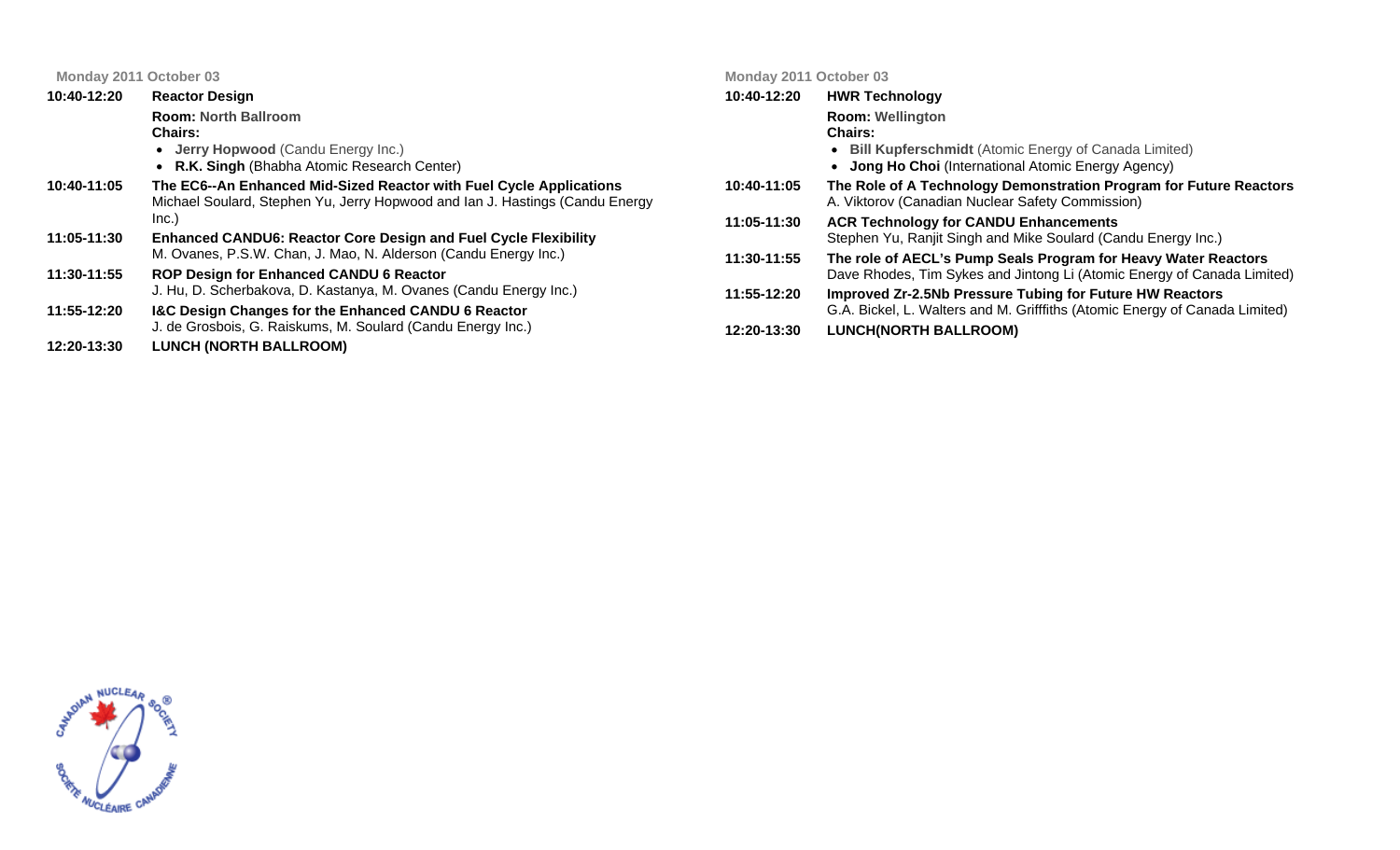Monday 2011 October 03

**10:40-12:20** **Reactor Design**

**Room:** North Ballroom
**Chairs:**

- **Jerry Hopwood** (Candu Energy Inc.)
- **R.K. Singh** (Bhabha Atomic Research Center)

**10:40-11:05** **The EC6--An Enhanced Mid-Sized Reactor with Fuel Cycle Applications**
Michael Soulard, Stephen Yu, Jerry Hopwood and Ian J. Hastings (Candu Energy Inc.)

**11:05-11:30** **Enhanced CANDU6: Reactor Core Design and Fuel Cycle Flexibility**
M. Ovanes, P.S.W. Chan, J. Mao, N. Alderson (Candu Energy Inc.)

**11:30-11:55** **ROP Design for Enhanced CANDU 6 Reactor**
J. Hu, D. Scherbakova, D. Kastanya, M. Ovanes (Candu Energy Inc.)

**11:55-12:20** **I&C Design Changes for the Enhanced CANDU 6 Reactor**
J. de Grosbois, G. Raiskums, M. Soulard (Candu Energy Inc.)

**12:20-13:30** **LUNCH (NORTH BALLROOM)**

Monday 2011 October 03

**10:40-12:20** **HWR Technology**

**Room:** Wellington
**Chairs:**

- **Bill Kupferschmidt** (Atomic Energy of Canada Limited)
- **Jong Ho Choi** (International Atomic Energy Agency)

**10:40-11:05** **The Role of A Technology Demonstration Program for Future Reactors**
A. Viktorov (Canadian Nuclear Safety Commission)

**11:05-11:30** **ACR Technology for CANDU Enhancements**
Stephen Yu, Ranjit Singh and Mike Soulard (Candu Energy Inc.)

**11:30-11:55** **The role of AECL's Pump Seals Program for Heavy Water Reactors**
Dave Rhodes, Tim Sykes and Jintong Li (Atomic Energy of Canada Limited)

**11:55-12:20** **Improved Zr-2.5Nb Pressure Tubing for Future HW Reactors**
G.A. Bickel, L. Walters and M. Grifffiths (Atomic Energy of Canada Limited)

**12:20-13:30** **LUNCH(NORTH BALLROOM)**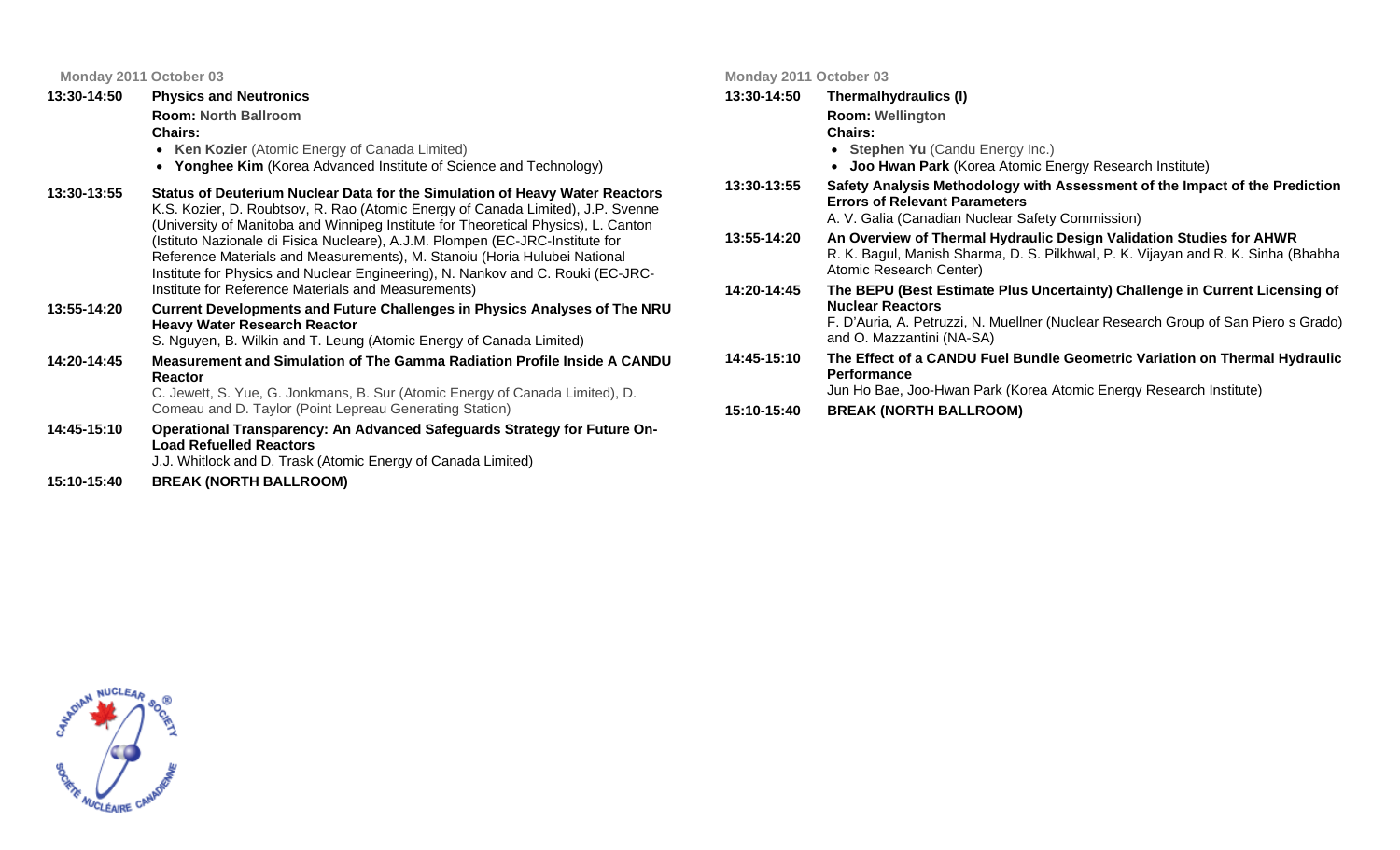Monday 2011 October 03

**13:30-14:50** **Physics and Neutronics**

**Room:** North Ballroom

**Chairs:**

- **Ken Kozier** (Atomic Energy of Canada Limited)
- **Yonghee Kim** (Korea Advanced Institute of Science and Technology)

**13:30-13:55** **Status of Deuterium Nuclear Data for the Simulation of Heavy Water Reactors**
K.S. Kozier, D. Roubtsov, R. Rao (Atomic Energy of Canada Limited), J.P. Svenne (University of Manitoba and Winnipeg Institute for Theoretical Physics), L. Canton (Istituto Nazionale di Fisica Nucleare), A.J.M. Plompen (EC-JRC-Institute for Reference Materials and Measurements), M. Stanoiu (Horia Hulubei National Institute for Physics and Nuclear Engineering), N. Nankov and C. Rouki (EC-JRC-Institute for Reference Materials and Measurements)

**13:55-14:20** **Current Developments and Future Challenges in Physics Analyses of The NRU Heavy Water Research Reactor**
S. Nguyen, B. Wilkin and T. Leung (Atomic Energy of Canada Limited)

**14:20-14:45** **Measurement and Simulation of The Gamma Radiation Profile Inside A CANDU Reactor**
C. Jewett, S. Yue, G. Jonkmans, B. Sur (Atomic Energy of Canada Limited), D. Comeau and D. Taylor (Point Lepreau Generating Station)

**14:45-15:10** **Operational Transparency: An Advanced Safeguards Strategy for Future On-Load Refuelled Reactors**
J.J. Whitlock and D. Trask (Atomic Energy of Canada Limited)

**15:10-15:40** **BREAK (NORTH BALLROOM)**

Monday 2011 October 03

**13:30-14:50** **Thermalhydraulics (I)**

**Room:** Wellington

**Chairs:**

- **Stephen Yu** (Candu Energy Inc.)
- **Joo Hwan Park** (Korea Atomic Energy Research Institute)

**13:30-13:55** **Safety Analysis Methodology with Assessment of the Impact of the Prediction Errors of Relevant Parameters**
A. V. Galia (Canadian Nuclear Safety Commission)

**13:55-14:20** **An Overview of Thermal Hydraulic Design Validation Studies for AHWR**
R. K. Bagul, Manish Sharma, D. S. Pilkhwal, P. K. Vijayan and R. K. Sinha (Bhabha Atomic Research Center)

**14:20-14:45** **The BEPU (Best Estimate Plus Uncertainty) Challenge in Current Licensing of Nuclear Reactors**
F. D'Auria, A. Petruzzi, N. Muellner (Nuclear Research Group of San Piero s Grado) and O. Mazzantini (NA-SA)

**14:45-15:10** **The Effect of a CANDU Fuel Bundle Geometric Variation on Thermal Hydraulic Performance**
Jun Ho Bae, Joo-Hwan Park (Korea Atomic Energy Research Institute)

**15:10-15:40** **BREAK (NORTH BALLROOM)**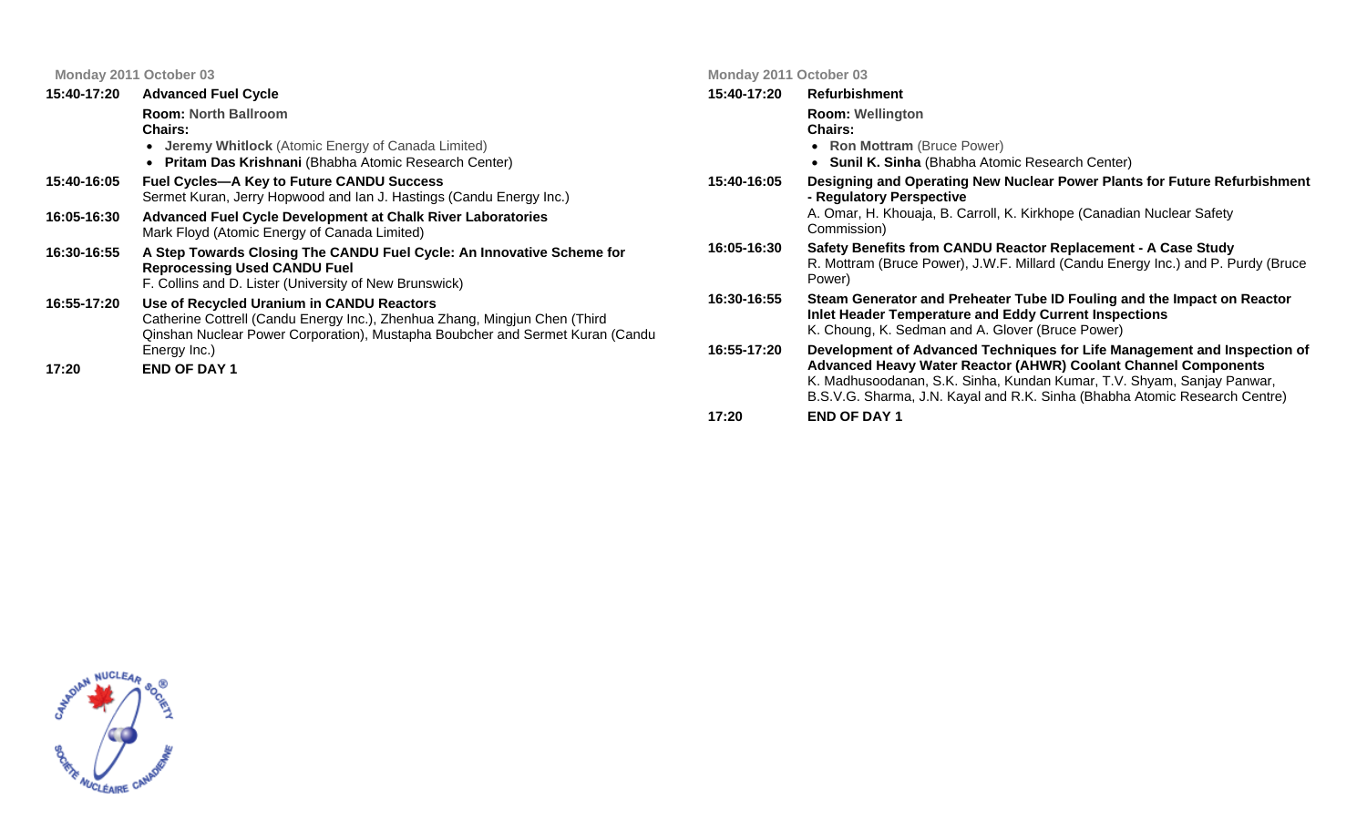Monday 2011 October 03

**15:40-17:20** **Advanced Fuel Cycle**

**Room:** North Ballroom
**Chairs:**

- **Jeremy Whitlock** (Atomic Energy of Canada Limited)
- **Pritam Das Krishnani** (Bhabha Atomic Research Center)

**15:40-16:05** **Fuel Cycles—A Key to Future CANDU Success**
Sermet Kuran, Jerry Hopwood and Ian J. Hastings (Candu Energy Inc.)

**16:05-16:30** **Advanced Fuel Cycle Development at Chalk River Laboratories**
Mark Floyd (Atomic Energy of Canada Limited)

**16:30-16:55** **A Step Towards Closing The CANDU Fuel Cycle: An Innovative Scheme for Reprocessing Used CANDU Fuel**
F. Collins and D. Lister (University of New Brunswick)

**16:55-17:20** **Use of Recycled Uranium in CANDU Reactors**
Catherine Cottrell (Candu Energy Inc.), Zhenhua Zhang, Mingjun Chen (Third Qinshan Nuclear Power Corporation), Mustapha Boubcher and Sermet Kuran (Candu Energy Inc.)

**17:20** **END OF DAY 1**

Monday 2011 October 03

**15:40-17:20** **Refurbishment**

**Room:** Wellington
**Chairs:**

- **Ron Mottram** (Bruce Power)
- **Sunil K. Sinha** (Bhabha Atomic Research Center)

**15:40-16:05** **Designing and Operating New Nuclear Power Plants for Future Refurbishment - Regulatory Perspective**
A. Omar, H. Khouaja, B. Carroll, K. Kirkhope (Canadian Nuclear Safety Commission)

**16:05-16:30** **Safety Benefits from CANDU Reactor Replacement - A Case Study**
R. Mottram (Bruce Power), J.W.F. Millard (Candu Energy Inc.) and P. Purdy (Bruce Power)

**16:30-16:55** **Steam Generator and Preheater Tube ID Fouling and the Impact on Reactor Inlet Header Temperature and Eddy Current Inspections**
K. Choung, K. Sedman and A. Glover (Bruce Power)

**16:55-17:20** **Development of Advanced Techniques for Life Management and Inspection of Advanced Heavy Water Reactor (AHWR) Coolant Channel Components**
K. Madhusoodanan, S.K. Sinha, Kundan Kumar, T.V. Shyam, Sanjay Panwar, B.S.V.G. Sharma, J.N. Kayal and R.K. Sinha (Bhabha Atomic Research Centre)

**17:20** **END OF DAY 1**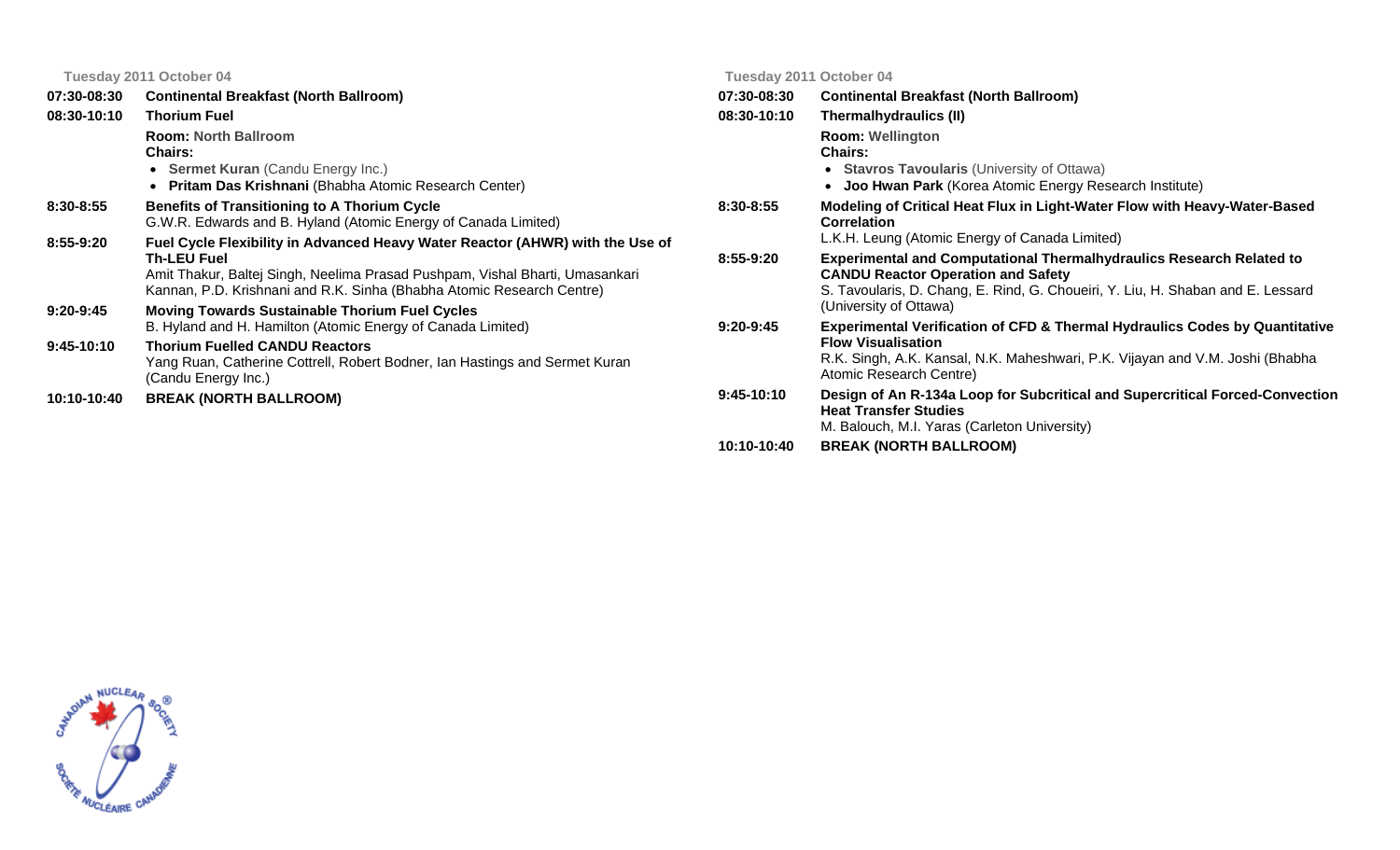**Tuesday 2011 October 04**

**07:30-08:30** **Continental Breakfast (North Ballroom)**

**08:30-10:10** **Thorium Fuel**

**Room:** North Ballroom
**Chairs:**

- **Sermet Kuran** (Candu Energy Inc.)
- **Pritam Das Krishnani** (Bhabha Atomic Research Center)

**8:30-8:55** **Benefits of Transitioning to A Thorium Cycle**
G.W.R. Edwards and B. Hyland (Atomic Energy of Canada Limited)

**8:55-9:20** **Fuel Cycle Flexibility in Advanced Heavy Water Reactor (AHWR) with the Use of Th-LEU Fuel**
Amit Thakur, Baltej Singh, Neelima Prasad Pushpam, Vishal Bharti, Umasankari Kannan, P.D. Krishnani and R.K. Sinha (Bhabha Atomic Research Centre)

**9:20-9:45** **Moving Towards Sustainable Thorium Fuel Cycles**
B. Hyland and H. Hamilton (Atomic Energy of Canada Limited)

**9:45-10:10** **Thorium Fuelled CANDU Reactors**
Yang Ruan, Catherine Cottrell, Robert Bodner, Ian Hastings and Sermet Kuran (Candu Energy Inc.)

**10:10-10:40** **BREAK (NORTH BALLROOM)**

**Tuesday 2011 October 04**

**07:30-08:30** **Continental Breakfast (North Ballroom)**

**08:30-10:10** **Thermalhydraulics (II)**

**Room:** Wellington
**Chairs:**

- **Stavros Tavoularis** (University of Ottawa)
- **Joo Hwan Park** (Korea Atomic Energy Research Institute)

**8:30-8:55** **Modeling of Critical Heat Flux in Light-Water Flow with Heavy-Water-Based Correlation**
L.K.H. Leung (Atomic Energy of Canada Limited)

**8:55-9:20** **Experimental and Computational Thermalhydraulics Research Related to CANDU Reactor Operation and Safety**
S. Tavoularis, D. Chang, E. Rind, G. Choueiri, Y. Liu, H. Shaban and E. Lessard (University of Ottawa)

**9:20-9:45** **Experimental Verification of CFD & Thermal Hydraulics Codes by Quantitative Flow Visualisation**
R.K. Singh, A.K. Kansal, N.K. Maheshwari, P.K. Vijayan and V.M. Joshi (Bhabha Atomic Research Centre)

**9:45-10:10** **Design of An R-134a Loop for Subcritical and Supercritical Forced-Convection Heat Transfer Studies**
M. Balouch, M.I. Yaras (Carleton University)

**10:10-10:40** **BREAK (NORTH BALLROOM)**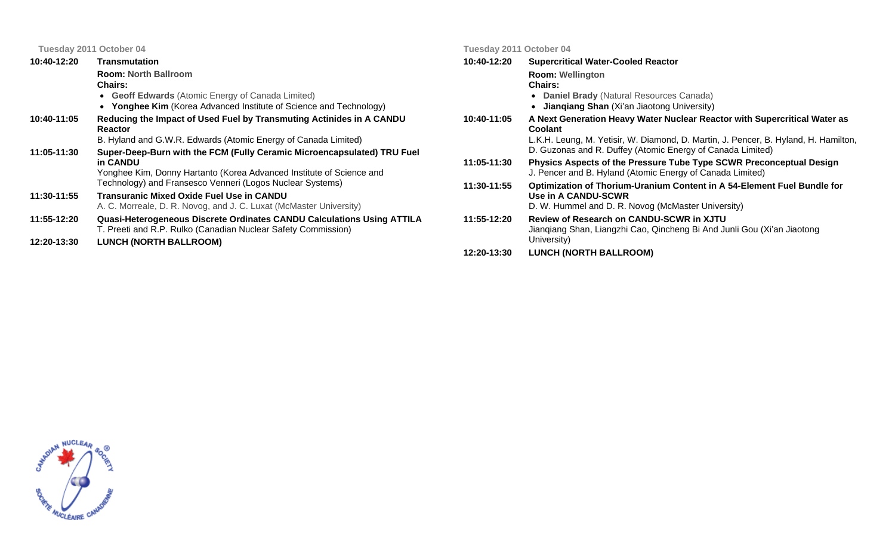**Tuesday 2011 October 04**

**10:40-12:20** **Transmutation**

**Room:** North Ballroom

**Chairs:**

- **Geoff Edwards** (Atomic Energy of Canada Limited)
- **Yonghee Kim** (Korea Advanced Institute of Science and Technology)

**10:40-11:05** **Reducing the Impact of Used Fuel by Transmuting Actinides in A CANDU Reactor**
B. Hyland and G.W.R. Edwards (Atomic Energy of Canada Limited)

**11:05-11:30** **Super-Deep-Burn with the FCM (Fully Ceramic Microencapsulated) TRU Fuel in CANDU**
Yonghee Kim, Donny Hartanto (Korea Advanced Institute of Science and Technology) and Fransesco Venneri (Logos Nuclear Systems)

**11:30-11:55** **Transuranic Mixed Oxide Fuel Use in CANDU**
A. C. Morreale, D. R. Novog, and J. C. Luxat (McMaster University)

**11:55-12:20** **Quasi-Heterogeneous Discrete Ordinates CANDU Calculations Using ATTILA**
T. Preeti and R.P. Rulko (Canadian Nuclear Safety Commission)

**12:20-13:30** **LUNCH (NORTH BALLROOM)**

**Tuesday 2011 October 04**

**10:40-12:20** **Supercritical Water-Cooled Reactor**

**Room:** Wellington

**Chairs:**

- **Daniel Brady** (Natural Resources Canada)
- **Jianqiang Shan** (Xi'an Jiaotong University)

**10:40-11:05** **A Next Generation Heavy Water Nuclear Reactor with Supercritical Water as Coolant**
L.K.H. Leung, M. Yetisir, W. Diamond, D. Martin, J. Pencer, B. Hyland, H. Hamilton, D. Guzonas and R. Duffey (Atomic Energy of Canada Limited)

**11:05-11:30** **Physics Aspects of the Pressure Tube Type SCWR Preconceptual Design**
J. Pencer and B. Hyland (Atomic Energy of Canada Limited)

**11:30-11:55** **Optimization of Thorium-Uranium Content in A 54-Element Fuel Bundle for Use in A CANDU-SCWR**
D. W. Hummel and D. R. Novog (McMaster University)

**11:55-12:20** **Review of Research on CANDU-SCWR in XJTU**
Jianqiang Shan, Liangzhi Cao, Qincheng Bi And Junli Gou (Xi'an Jiaotong University)

**12:20-13:30** **LUNCH (NORTH BALLROOM)**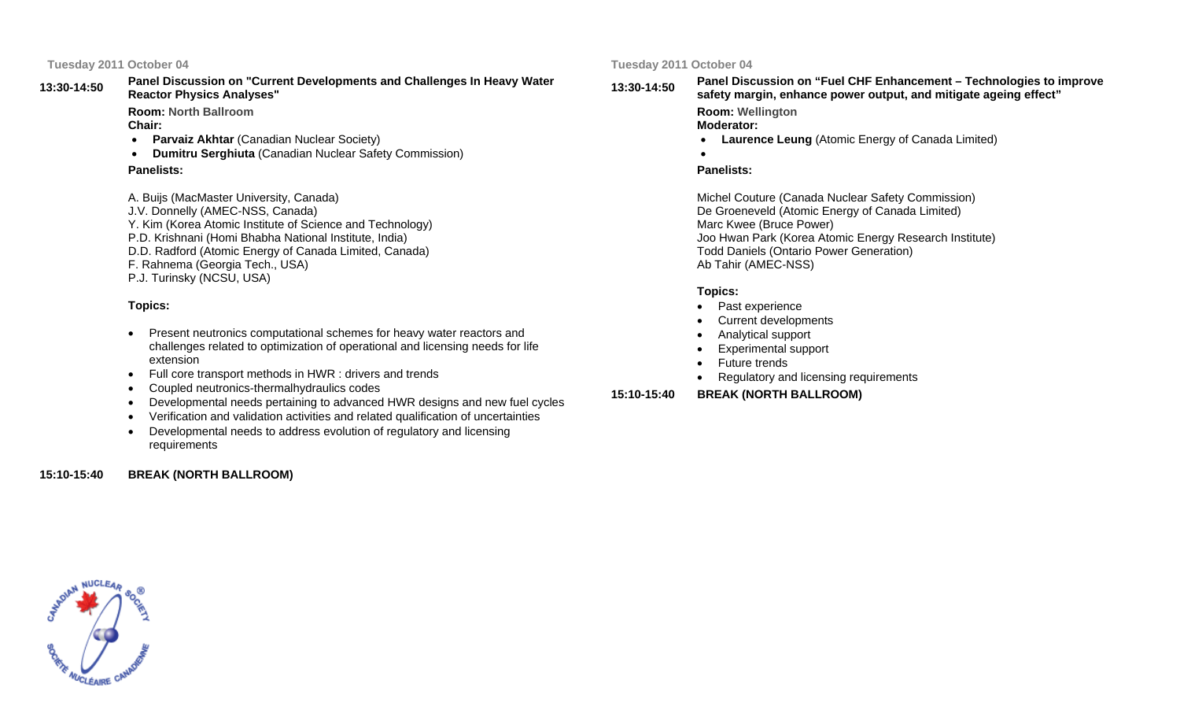Tuesday 2011 October 04

**13:30-14:50** **Panel Discussion on "Current Developments and Challenges In Heavy Water Reactor Physics Analyses"**

**Room:** North Ballroom

**Chair:**

- **Parvaiz Akhtar** (Canadian Nuclear Society)
- **Dumitru Serghiuta** (Canadian Nuclear Safety Commission)

**Panelists:**

A. Buijs (MacMaster University, Canada)
J.V. Donnelly (AMEC-NSS, Canada)
Y. Kim (Korea Atomic Institute of Science and Technology)
P.D. Krishnani (Homi Bhabha National Institute, India)
D.D. Radford (Atomic Energy of Canada Limited, Canada)
F. Rahnema (Georgia Tech., USA)
P.J. Turinsky (NCSU, USA)

**Topics:**

- Present neutronics computational schemes for heavy water reactors and challenges related to optimization of operational and licensing needs for life extension
- Full core transport methods in HWR : drivers and trends
- Coupled neutronics-thermalhydraulics codes
- Developmental needs pertaining to advanced HWR designs and new fuel cycles
- Verification and validation activities and related qualification of uncertainties
- Developmental needs to address evolution of regulatory and licensing requirements

**15:10-15:40** **BREAK (NORTH BALLROOM)**

Tuesday 2011 October 04

**13:30-14:50** **Panel Discussion on “Fuel CHF Enhancement – Technologies to improve safety margin, enhance power output, and mitigate ageing effect”**

**Room:** Wellington

**Moderator:**

- **Laurence Leung** (Atomic Energy of Canada Limited)
-

**Panelists:**

Michel Couture (Canada Nuclear Safety Commission)
De Groeneveld (Atomic Energy of Canada Limited)
Marc Kwee (Bruce Power)
Joo Hwan Park (Korea Atomic Energy Research Institute)
Todd Daniels (Ontario Power Generation)
Ab Tahir (AMEC-NSS)

**Topics:**

- Past experience
- Current developments
- Analytical support
- Experimental support
- Future trends
- Regulatory and licensing requirements

**15:10-15:40** **BREAK (NORTH BALLROOM)**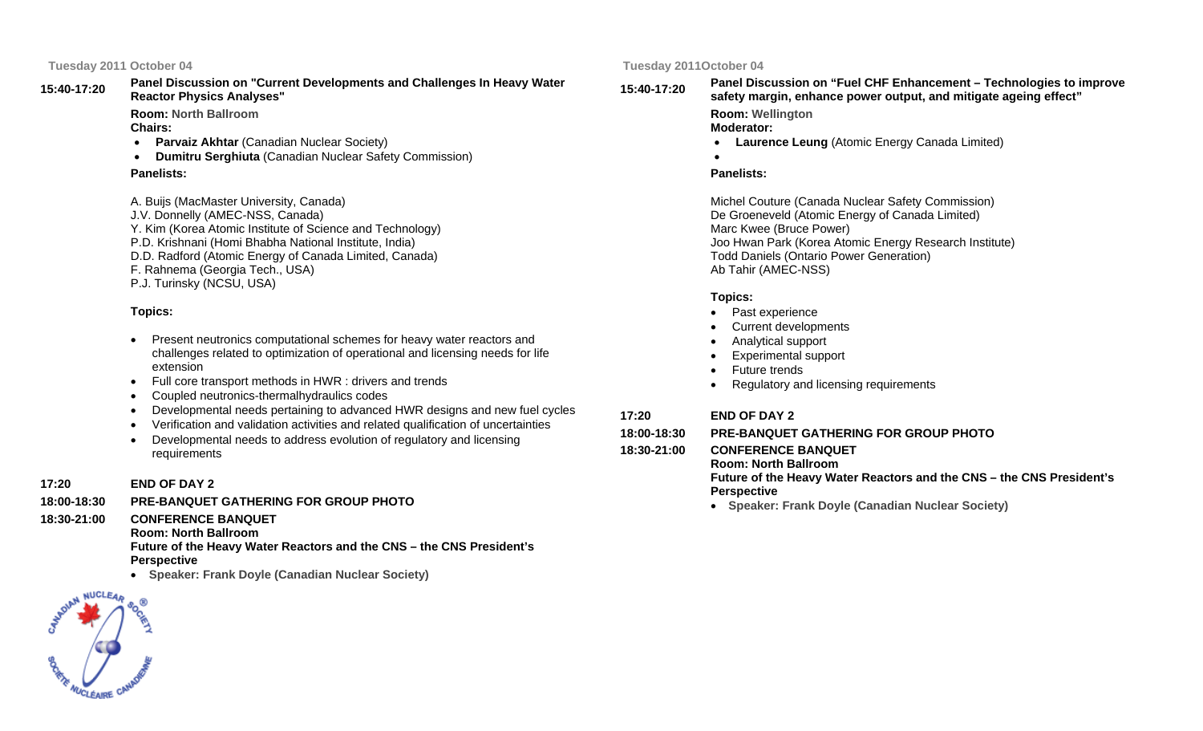Tuesday 2011 October 04

**15:40-17:20** **Panel Discussion on "Current Developments and Challenges In Heavy Water Reactor Physics Analyses"**

**Room:** North Ballroom

**Chairs:**

- **Parvaiz Akhtar** (Canadian Nuclear Society)
- **Dumitru Serghiuta** (Canadian Nuclear Safety Commission)

**Panelists:**

A. Buijs (MacMaster University, Canada)
J.V. Donnelly (AMEC-NSS, Canada)
Y. Kim (Korea Atomic Institute of Science and Technology)
P.D. Krishnani (Homi Bhabha National Institute, India)
D.D. Radford (Atomic Energy of Canada Limited, Canada)
F. Rahnema (Georgia Tech., USA)
P.J. Turinsky (NCSU, USA)

**Topics:**

- Present neutronics computational schemes for heavy water reactors and challenges related to optimization of operational and licensing needs for life extension
- Full core transport methods in HWR : drivers and trends
- Coupled neutronics-thermalhydraulics codes
- Developmental needs pertaining to advanced HWR designs and new fuel cycles
- Verification and validation activities and related qualification of uncertainties
- Developmental needs to address evolution of regulatory and licensing requirements

**17:20** **END OF DAY 2**

**18:00-18:30** **PRE-BANQUET GATHERING FOR GROUP PHOTO**

**18:30-21:00** **CONFERENCE BANQUET**
**Room: North Ballroom**
**Future of the Heavy Water Reactors and the CNS – the CNS President's Perspective**

- **Speaker: Frank Doyle (Canadian Nuclear Society)**

Tuesday 2011October 04

**15:40-17:20** **Panel Discussion on "Fuel CHF Enhancement – Technologies to improve safety margin, enhance power output, and mitigate ageing effect"**

**Room:** Wellington

**Moderator:**

- **Laurence Leung** (Atomic Energy Canada Limited)
-

**Panelists:**

Michel Couture (Canada Nuclear Safety Commission)
De Groeneveld (Atomic Energy of Canada Limited)
Marc Kwee (Bruce Power)
Joo Hwan Park (Korea Atomic Energy Research Institute)
Todd Daniels (Ontario Power Generation)
Ab Tahir (AMEC-NSS)

**Topics:**

- Past experience
- Current developments
- Analytical support
- Experimental support
- Future trends
- Regulatory and licensing requirements

**17:20** **END OF DAY 2**

**18:00-18:30** **PRE-BANQUET GATHERING FOR GROUP PHOTO**

**18:30-21:00** **CONFERENCE BANQUET**
**Room: North Ballroom**
**Future of the Heavy Water Reactors and the CNS – the CNS President's Perspective**

- **Speaker: Frank Doyle (Canadian Nuclear Society)**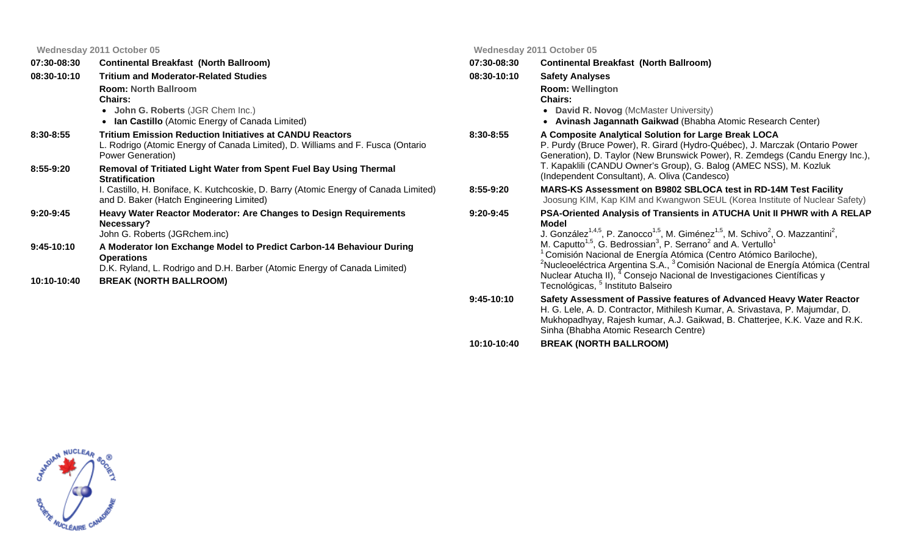**Wednesday 2011 October 05**

**07:30-08:30** **Continental Breakfast (North Ballroom)**

**08:30-10:10** **Tritium and Moderator-Related Studies**

**Room:** North Ballroom
**Chairs:**

- **John G. Roberts** (JGR Chem Inc.)
- **Ian Castillo** (Atomic Energy of Canada Limited)

**8:30-8:55** **Tritium Emission Reduction Initiatives at CANDU Reactors**
L. Rodrigo (Atomic Energy of Canada Limited), D. Williams and F. Fusca (Ontario Power Generation)

**8:55-9:20** **Removal of Tritiated Light Water from Spent Fuel Bay Using Thermal Stratification**
I. Castillo, H. Boniface, K. Kutchcoskie, D. Barry (Atomic Energy of Canada Limited) and D. Baker (Hatch Engineering Limited)

**9:20-9:45** **Heavy Water Reactor Moderator: Are Changes to Design Requirements Necessary?**
John G. Roberts (JGRchem.inc)

**9:45-10:10** **A Moderator Ion Exchange Model to Predict Carbon-14 Behaviour During Operations**
D.K. Ryland, L. Rodrigo and D.H. Barber (Atomic Energy of Canada Limited)

**10:10-10:40** **BREAK (NORTH BALLROOM)**

**Wednesday 2011 October 05**

**07:30-08:30** **Continental Breakfast (North Ballroom)**

**08:30-10:10** **Safety Analyses**

**Room:** Wellington
**Chairs:**

- **David R. Novog** (McMaster University)
- **Avinash Jagannath Gaikwad** (Bhabha Atomic Research Center)

**8:30-8:55** **A Composite Analytical Solution for Large Break LOCA**
P. Purdy (Bruce Power), R. Girard (Hydro-Québec), J. Marczak (Ontario Power Generation), D. Taylor (New Brunswick Power), R. Zemdegs (Candu Energy Inc.), T. Kapaklili (CANDU Owner's Group), G. Balog (AMEC NSS), M. Kozluk (Independent Consultant), A. Oliva (Candesco)

**8:55-9:20** **MARS-KS Assessment on B9802 SBLOCA test in RD-14M Test Facility**
Joosung KIM, Kap KIM and Kwangwon SEUL (Korea Institute of Nuclear Safety)

**9:20-9:45** **PSA-Oriented Analysis of Transients in ATUCHA Unit II PHWR with A RELAP Model**
J. González[1,4,5], P. Zanocco[1,5], M. Giménez[1,5], M. Schivo[2], O. Mazzantini[2], M. Caputto[1,5], G. Bedrossian[3], P. Serrano[2] and A. Vertullo[1]
[1] Comisión Nacional de Energía Atómica (Centro Atómico Bariloche), [2] Nucleoeléctrica Argentina S.A., [3] Comisión Nacional de Energía Atómica (Central Nuclear Atucha II), [4] Consejo Nacional de Investigaciones Científicas y Tecnológicas, [5] Instituto Balseiro

**9:45-10:10** **Safety Assessment of Passive features of Advanced Heavy Water Reactor**
H. G. Lele, A. D. Contractor, Mithilesh Kumar, A. Srivastava, P. Majumdar, D. Mukhopadhyay, Rajesh kumar, A.J. Gaikwad, B. Chatterjee, K.K. Vaze and R.K. Sinha (Bhabha Atomic Research Centre)

**10:10-10:40** **BREAK (NORTH BALLROOM)**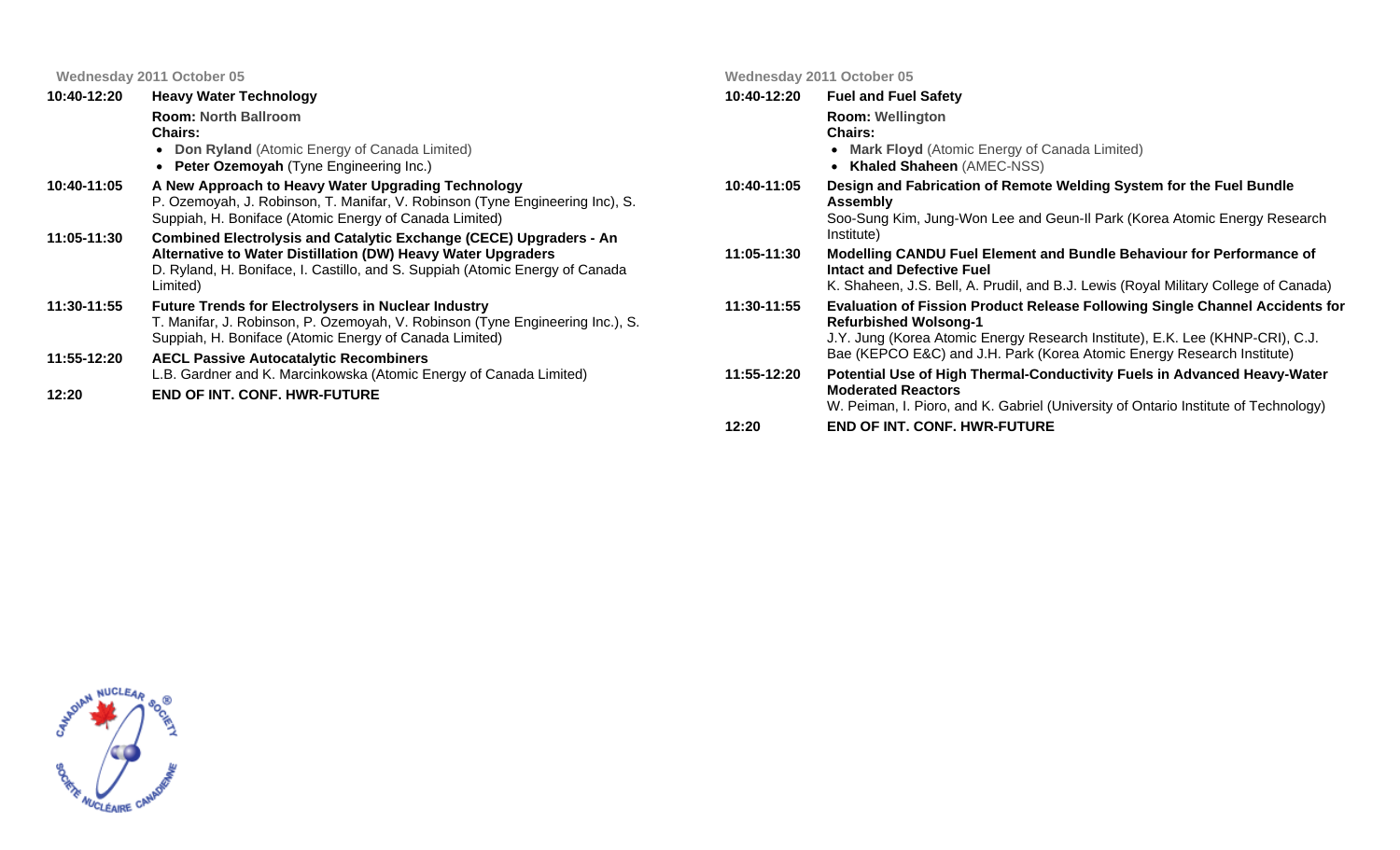**Wednesday 2011 October 05**

**10:40-12:20 Heavy Water Technology**

**Room:** North Ballroom

**Chairs:**

- **Don Ryland** (Atomic Energy of Canada Limited)
- **Peter Ozemoyah** (Tyne Engineering Inc.)

**10:40-11:05** **A New Approach to Heavy Water Upgrading Technology**
P. Ozemoyah, J. Robinson, T. Manifar, V. Robinson (Tyne Engineering Inc), S. Suppiah, H. Boniface (Atomic Energy of Canada Limited)

**11:05-11:30** **Combined Electrolysis and Catalytic Exchange (CECE) Upgraders - An Alternative to Water Distillation (DW) Heavy Water Upgraders**
D. Ryland, H. Boniface, I. Castillo, and S. Suppiah (Atomic Energy of Canada Limited)

**11:30-11:55** **Future Trends for Electrolysers in Nuclear Industry**
T. Manifar, J. Robinson, P. Ozemoyah, V. Robinson (Tyne Engineering Inc.), S. Suppiah, H. Boniface (Atomic Energy of Canada Limited)

**11:55-12:20** **AECL Passive Autocatalytic Recombiners**
L.B. Gardner and K. Marcinkowska (Atomic Energy of Canada Limited)

**12:20** **END OF INT. CONF. HWR-FUTURE**

**Wednesday 2011 October 05**

**10:40-12:20 Fuel and Fuel Safety**

**Room:** Wellington

**Chairs:**

- **Mark Floyd** (Atomic Energy of Canada Limited)
- **Khaled Shaheen** (AMEC-NSS)

**10:40-11:05** **Design and Fabrication of Remote Welding System for the Fuel Bundle Assembly**
Soo-Sung Kim, Jung-Won Lee and Geun-Il Park (Korea Atomic Energy Research Institute)

**11:05-11:30** **Modelling CANDU Fuel Element and Bundle Behaviour for Performance of Intact and Defective Fuel**
K. Shaheen, J.S. Bell, A. Prudil, and B.J. Lewis (Royal Military College of Canada)

**11:30-11:55** **Evaluation of Fission Product Release Following Single Channel Accidents for Refurbished Wolsong-1**
J.Y. Jung (Korea Atomic Energy Research Institute), E.K. Lee (KHNP-CRI), C.J. Bae (KEPCO E&C) and J.H. Park (Korea Atomic Energy Research Institute)

**11:55-12:20** **Potential Use of High Thermal-Conductivity Fuels in Advanced Heavy-Water Moderated Reactors**
W. Peiman, I. Pioro, and K. Gabriel (University of Ontario Institute of Technology)

**12:20** **END OF INT. CONF. HWR-FUTURE**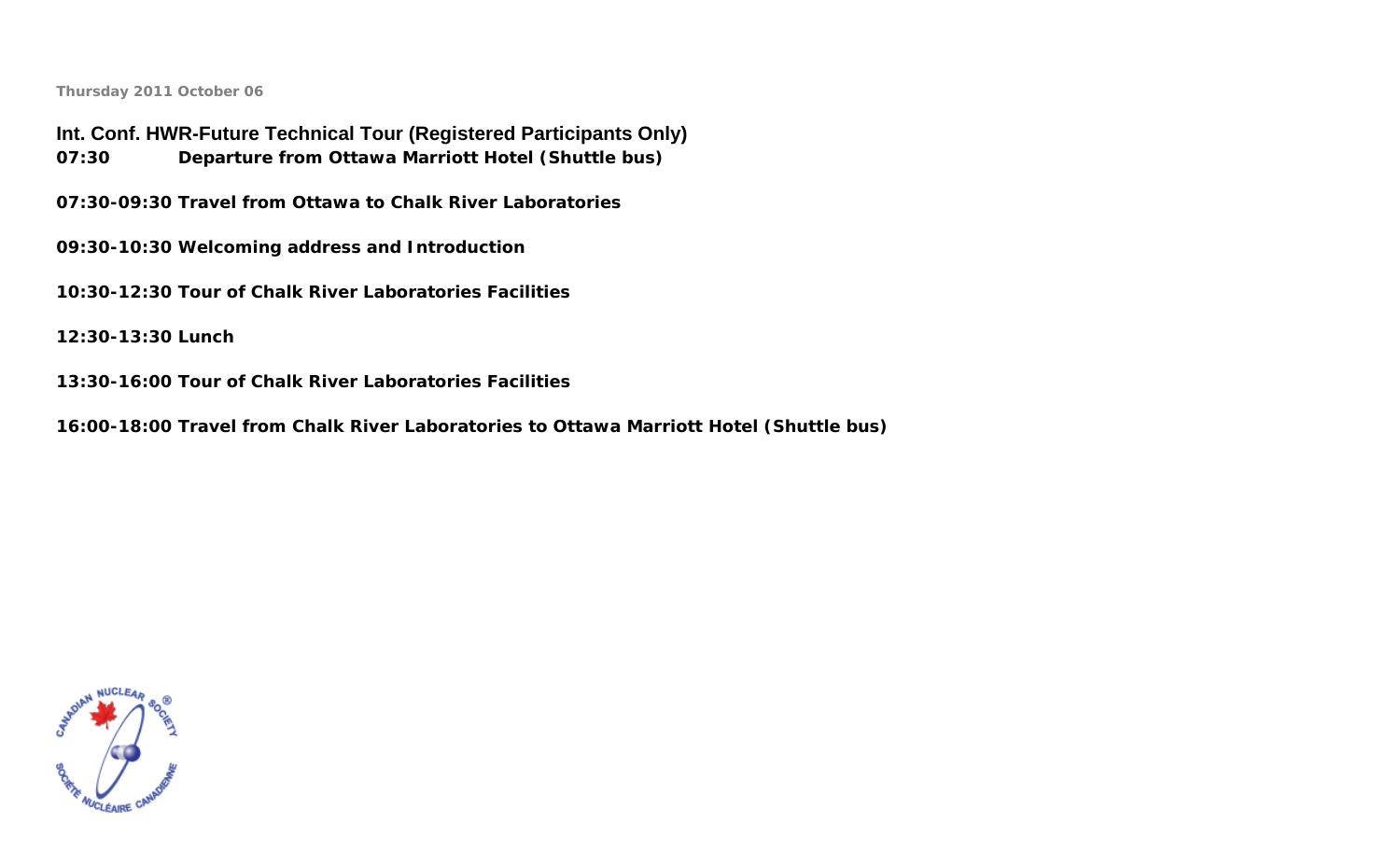Thursday 2011 October 06

## Int. Conf. HWR-Future Technical Tour (Registered Participants Only)

**07:30 Departure from Ottawa Marriott Hotel (Shuttle bus)**

**07:30-09:30 Travel from Ottawa to Chalk River Laboratories**

**09:30-10:30 Welcoming address and Introduction**

**10:30-12:30 Tour of Chalk River Laboratories Facilities**

**12:30-13:30 Lunch**

**13:30-16:00 Tour of Chalk River Laboratories Facilities**

**16:00-18:00 Travel from Chalk River Laboratories to Ottawa Marriott Hotel (Shuttle bus)**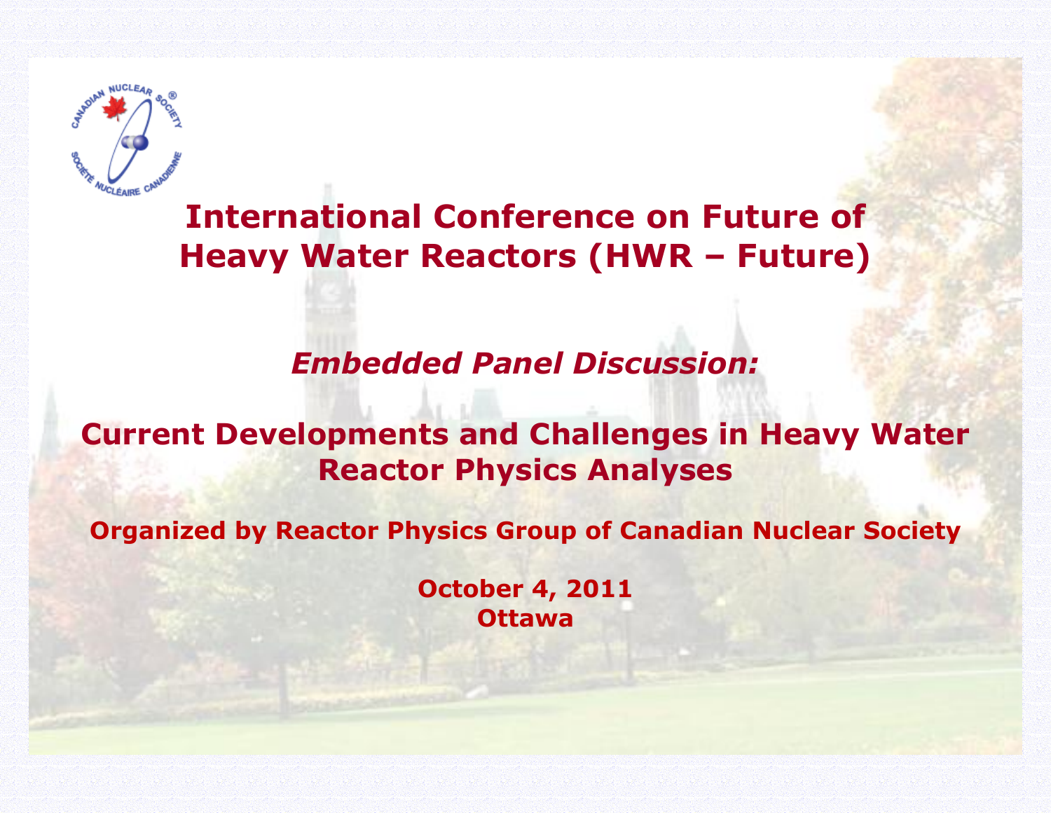# International Conference on Future of Heavy Water Reactors (HWR – Future)

*Embedded Panel Discussion:*

## Current Developments and Challenges in Heavy Water Reactor Physics Analyses

**Organized by Reactor Physics Group of Canadian Nuclear Society**

**October 4, 2011**
**Ottawa**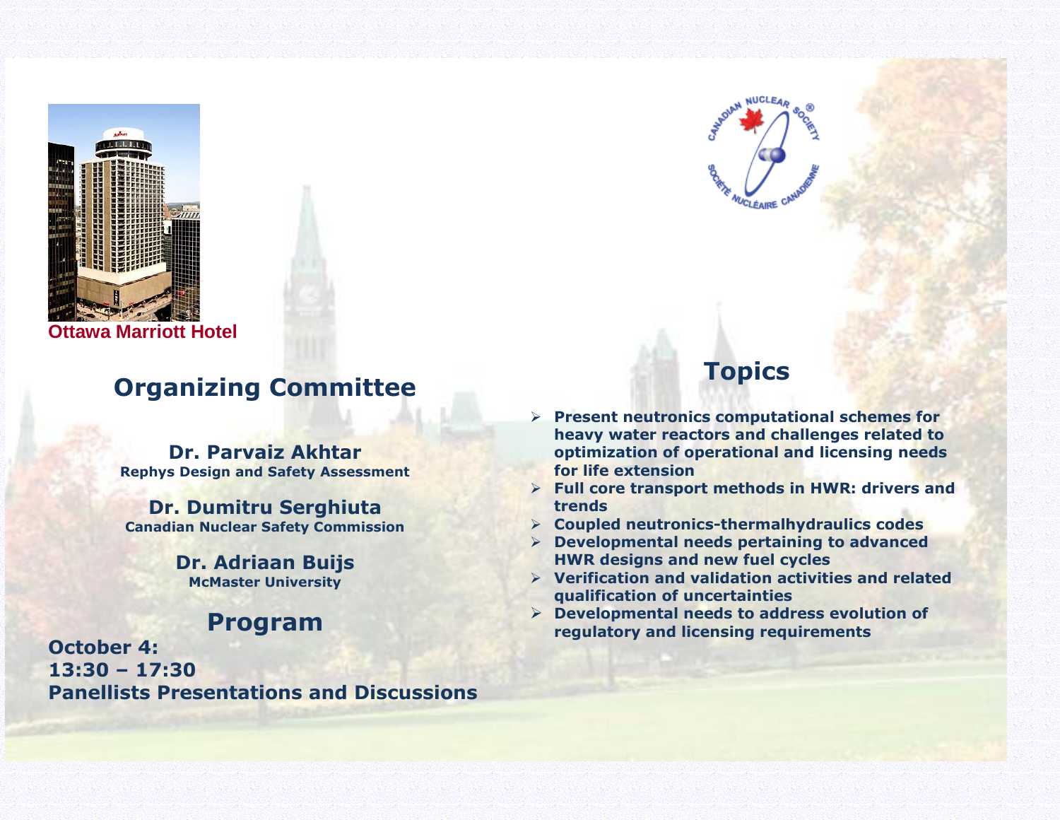Ottawa Marriott Hotel

## Organizing Committee

**Dr. Parvaiz Akhtar**
Rephys Design and Safety Assessment

**Dr. Dumitru Serghiuta**
Canadian Nuclear Safety Commission

**Dr. Adriaan Buijs**
McMaster University

## Program

**October 4:**
**13:30 – 17:30**
**Panellists Presentations and Discussions**

## Topics

- Present neutronics computational schemes for heavy water reactors and challenges related to optimization of operational and licensing needs for life extension
- Full core transport methods in HWR: drivers and trends
- Coupled neutronics-thermalhydraulics codes
- Developmental needs pertaining to advanced HWR designs and new fuel cycles
- Verification and validation activities and related qualification of uncertainties
- Developmental needs to address evolution of regulatory and licensing requirements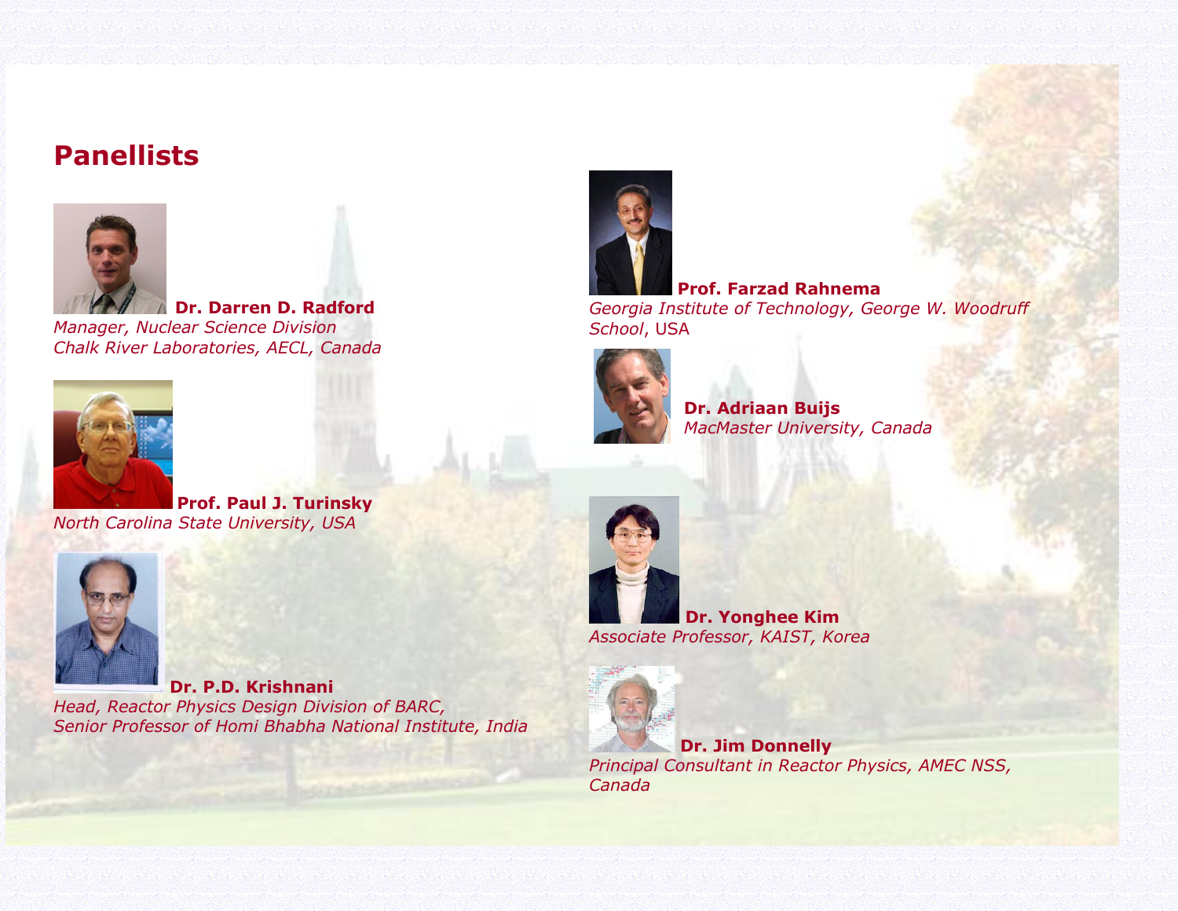# Panellists

**Dr. Darren D. Radford**
*Manager, Nuclear Science Division*
*Chalk River Laboratories, AECL, Canada*

**Prof. Paul J. Turinsky**
*North Carolina State University, USA*

**Dr. P.D. Krishnani**
*Head, Reactor Physics Design Division of BARC,*
*Senior Professor of Homi Bhabha National Institute, India*

**Prof. Farzad Rahnema**
*Georgia Institute of Technology, George W. Woodruff School*, USA

**Dr. Adriaan Buijs**
*MacMaster University, Canada*

**Dr. Yonghee Kim**
*Associate Professor, KAIST, Korea*

**Dr. Jim Donnelly**
*Principal Consultant in Reactor Physics, AMEC NSS, Canada*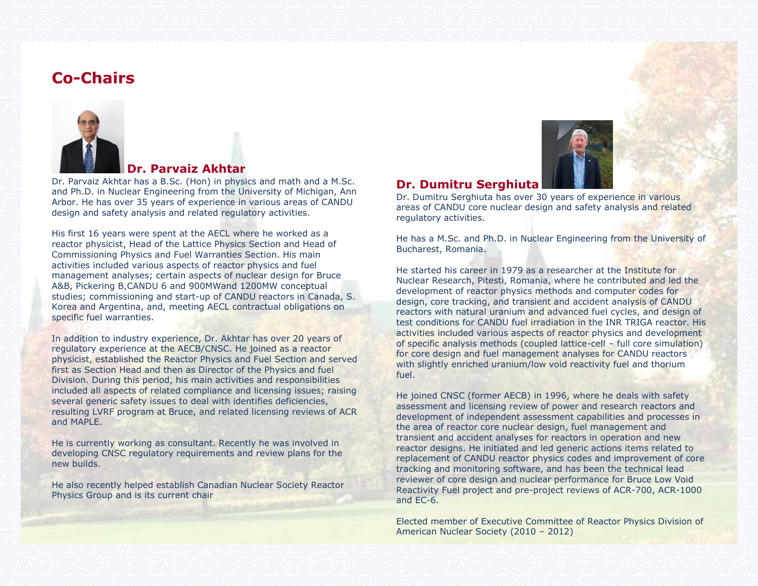## Co-Chairs

### Dr. Parvaiz Akhtar

Dr. Parvaiz Akhtar has a B.Sc. (Hon) in physics and math and a M.Sc. and Ph.D. in Nuclear Engineering from the University of Michigan, Ann Arbor. He has over 35 years of experience in various areas of CANDU design and safety analysis and related regulatory activities.

His first 16 years were spent at the AECL where he worked as a reactor physicist, Head of the Lattice Physics Section and Head of Commissioning Physics and Fuel Warranties Section. His main activities included various aspects of reactor physics and fuel management analyses; certain aspects of nuclear design for Bruce A&B, Pickering B,CANDU 6 and 900MWand 1200MW conceptual studies; commissioning and start-up of CANDU reactors in Canada, S. Korea and Argentina, and, meeting AECL contractual obligations on specific fuel warranties.

In addition to industry experience, Dr. Akhtar has over 20 years of regulatory experience at the AECB/CNSC. He joined as a reactor physicist, established the Reactor Physics and Fuel Section and served first as Section Head and then as Director of the Physics and fuel Division. During this period, his main activities and responsibilities included all aspects of related compliance and licensing issues; raising several generic safety issues to deal with identifies deficiencies, resulting LVRF program at Bruce, and related licensing reviews of ACR and MAPLE.

He is currently working as consultant. Recently he was involved in developing CNSC regulatory requirements and review plans for the new builds.

He also recently helped establish Canadian Nuclear Society Reactor Physics Group and is its current chair

### Dr. Dumitru Serghiuta

Dr. Dumitru Serghiuta has over 30 years of experience in various areas of CANDU core nuclear design and safety analysis and related regulatory activities.

He has a M.Sc. and Ph.D. in Nuclear Engineering from the University of Bucharest, Romania.

He started his career in 1979 as a researcher at the Institute for Nuclear Research, Pitesti, Romania, where he contributed and led the development of reactor physics methods and computer codes for design, core tracking, and transient and accident analysis of CANDU reactors with natural uranium and advanced fuel cycles, and design of test conditions for CANDU fuel irradiation in the INR TRIGA reactor. His activities included various aspects of reactor physics and development of specific analysis methods (coupled lattice-cell – full core simulation) for core design and fuel management analyses for CANDU reactors with slightly enriched uranium/low void reactivity fuel and thorium fuel.

He joined CNSC (former AECB) in 1996, where he deals with safety assessment and licensing review of power and research reactors and development of independent assessment capabilities and processes in the area of reactor core nuclear design, fuel management and transient and accident analyses for reactors in operation and new reactor designs. He initiated and led generic actions items related to replacement of CANDU reactor physics codes and improvement of core tracking and monitoring software, and has been the technical lead reviewer of core design and nuclear performance for Bruce Low Void Reactivity Fuel project and pre-project reviews of ACR-700, ACR-1000 and EC-6.

Elected member of Executive Committee of Reactor Physics Division of American Nuclear Society (2010 – 2012)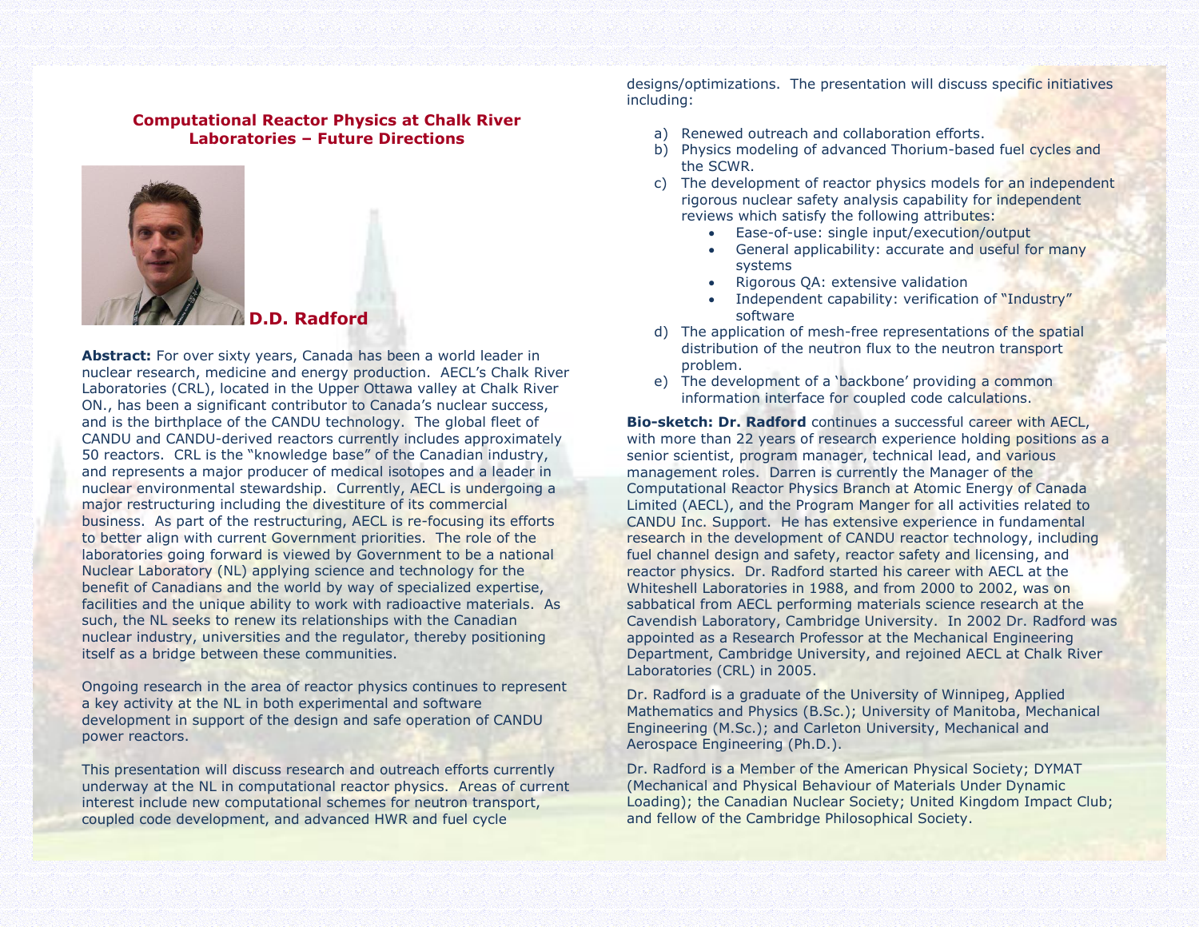## Computational Reactor Physics at Chalk River Laboratories – Future Directions

**D.D. Radford**

**Abstract:** For over sixty years, Canada has been a world leader in nuclear research, medicine and energy production. AECL's Chalk River Laboratories (CRL), located in the Upper Ottawa valley at Chalk River ON., has been a significant contributor to Canada's nuclear success, and is the birthplace of the CANDU technology. The global fleet of CANDU and CANDU-derived reactors currently includes approximately 50 reactors. CRL is the "knowledge base" of the Canadian industry, and represents a major producer of medical isotopes and a leader in nuclear environmental stewardship. Currently, AECL is undergoing a major restructuring including the divestiture of its commercial business. As part of the restructuring, AECL is re-focusing its efforts to better align with current Government priorities. The role of the laboratories going forward is viewed by Government to be a national Nuclear Laboratory (NL) applying science and technology for the benefit of Canadians and the world by way of specialized expertise, facilities and the unique ability to work with radioactive materials. As such, the NL seeks to renew its relationships with the Canadian nuclear industry, universities and the regulator, thereby positioning itself as a bridge between these communities.

Ongoing research in the area of reactor physics continues to represent a key activity at the NL in both experimental and software development in support of the design and safe operation of CANDU power reactors.

This presentation will discuss research and outreach efforts currently underway at the NL in computational reactor physics. Areas of current interest include new computational schemes for neutron transport, coupled code development, and advanced HWR and fuel cycle designs/optimizations. The presentation will discuss specific initiatives including:

a) Renewed outreach and collaboration efforts.
b) Physics modeling of advanced Thorium-based fuel cycles and the SCWR.
c) The development of reactor physics models for an independent rigorous nuclear safety analysis capability for independent reviews which satisfy the following attributes:
   - Ease-of-use: single input/execution/output
   - General applicability: accurate and useful for many systems
   - Rigorous QA: extensive validation
   - Independent capability: verification of "Industry" software
d) The application of mesh-free representations of the spatial distribution of the neutron flux to the neutron transport problem.
e) The development of a 'backbone' providing a common information interface for coupled code calculations.

**Bio-sketch: Dr. Radford** continues a successful career with AECL, with more than 22 years of research experience holding positions as a senior scientist, program manager, technical lead, and various management roles. Darren is currently the Manager of the Computational Reactor Physics Branch at Atomic Energy of Canada Limited (AECL), and the Program Manger for all activities related to CANDU Inc. Support. He has extensive experience in fundamental research in the development of CANDU reactor technology, including fuel channel design and safety, reactor safety and licensing, and reactor physics. Dr. Radford started his career with AECL at the Whiteshell Laboratories in 1988, and from 2000 to 2002, was on sabbatical from AECL performing materials science research at the Cavendish Laboratory, Cambridge University. In 2002 Dr. Radford was appointed as a Research Professor at the Mechanical Engineering Department, Cambridge University, and rejoined AECL at Chalk River Laboratories (CRL) in 2005.

Dr. Radford is a graduate of the University of Winnipeg, Applied Mathematics and Physics (B.Sc.); University of Manitoba, Mechanical Engineering (M.Sc.); and Carleton University, Mechanical and Aerospace Engineering (Ph.D.).

Dr. Radford is a Member of the American Physical Society; DYMAT (Mechanical and Physical Behaviour of Materials Under Dynamic Loading); the Canadian Nuclear Society; United Kingdom Impact Club; and fellow of the Cambridge Philosophical Society.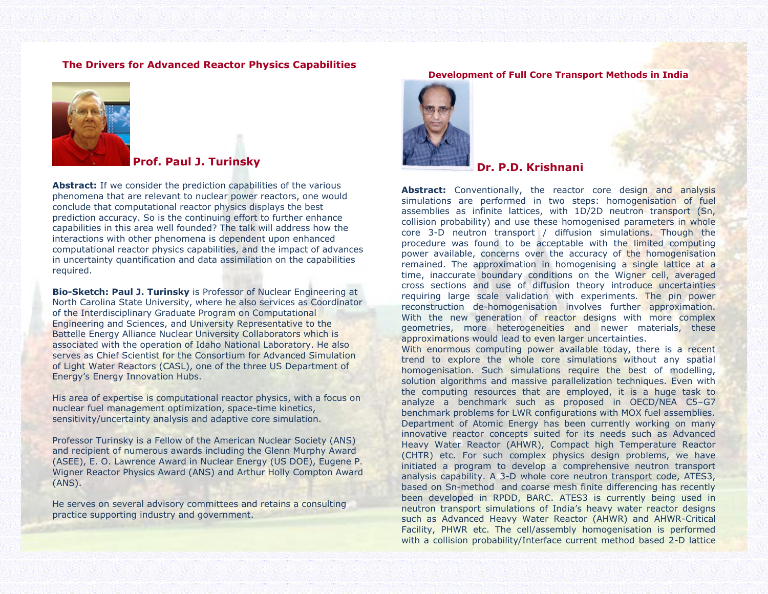## The Drivers for Advanced Reactor Physics Capabilities

### Prof. Paul J. Turinsky

**Abstract:** If we consider the prediction capabilities of the various phenomena that are relevant to nuclear power reactors, one would conclude that computational reactor physics displays the best prediction accuracy. So is the continuing effort to further enhance capabilities in this area well founded? The talk will address how the interactions with other phenomena is dependent upon enhanced computational reactor physics capabilities, and the impact of advances in uncertainty quantification and data assimilation on the capabilities required.

**Bio-Sketch: Paul J. Turinsky** is Professor of Nuclear Engineering at North Carolina State University, where he also services as Coordinator of the Interdisciplinary Graduate Program on Computational Engineering and Sciences, and University Representative to the Battelle Energy Alliance Nuclear University Collaborators which is associated with the operation of Idaho National Laboratory. He also serves as Chief Scientist for the Consortium for Advanced Simulation of Light Water Reactors (CASL), one of the three US Department of Energy's Energy Innovation Hubs.

His area of expertise is computational reactor physics, with a focus on nuclear fuel management optimization, space-time kinetics, sensitivity/uncertainty analysis and adaptive core simulation.

Professor Turinsky is a Fellow of the American Nuclear Society (ANS) and recipient of numerous awards including the Glenn Murphy Award (ASEE), E. O. Lawrence Award in Nuclear Energy (US DOE), Eugene P. Wigner Reactor Physics Award (ANS) and Arthur Holly Compton Award (ANS).

He serves on several advisory committees and retains a consulting practice supporting industry and government.

## Development of Full Core Transport Methods in India

### Dr. P.D. Krishnani

**Abstract:** Conventionally, the reactor core design and analysis simulations are performed in two steps: homogenisation of fuel assemblies as infinite lattices, with 1D/2D neutron transport (Sn, collision probability) and use these homogenised parameters in whole core 3-D neutron transport / diffusion simulations. Though the procedure was found to be acceptable with the limited computing power available, concerns over the accuracy of the homogenisation remained. The approximation in homogenising a single lattice at a time, inaccurate boundary conditions on the Wigner cell, averaged cross sections and use of diffusion theory introduce uncertainties requiring large scale validation with experiments. The pin power reconstruction de-homogenisation involves further approximation. With the new generation of reactor designs with more complex geometries, more heterogeneities and newer materials, these approximations would lead to even larger uncertainties.

With enormous computing power available today, there is a recent trend to explore the whole core simulations without any spatial homogenisation. Such simulations require the best of modelling, solution algorithms and massive parallelization techniques. Even with the computing resources that are employed, it is a huge task to analyze a benchmark such as proposed in OECD/NEA C5–G7 benchmark problems for LWR configurations with MOX fuel assemblies. Department of Atomic Energy has been currently working on many innovative reactor concepts suited for its needs such as Advanced Heavy Water Reactor (AHWR), Compact high Temperature Reactor (CHTR) etc. For such complex physics design problems, we have initiated a program to develop a comprehensive neutron transport analysis capability. A 3-D whole core neutron transport code, ATES3, based on Sn-method and coarse mesh finite differencing has recently been developed in RPDD, BARC. ATES3 is currently being used in neutron transport simulations of India's heavy water reactor designs such as Advanced Heavy Water Reactor (AHWR) and AHWR-Critical Facility, PHWR etc. The cell/assembly homogenisation is performed with a collision probability/Interface current method based 2-D lattice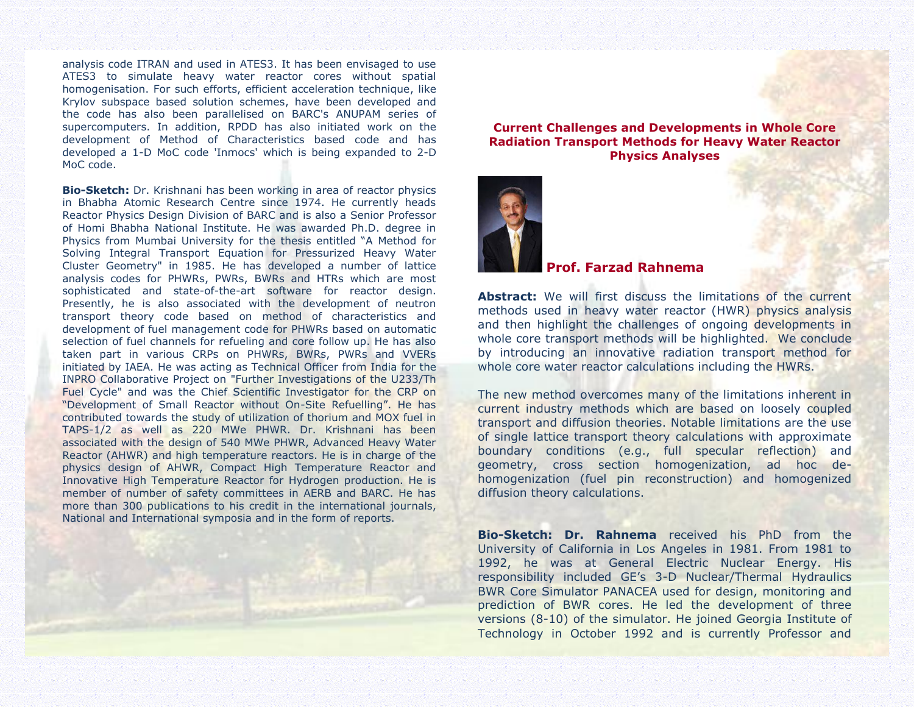analysis code ITRAN and used in ATES3. It has been envisaged to use ATES3 to simulate heavy water reactor cores without spatial homogenisation. For such efforts, efficient acceleration technique, like Krylov subspace based solution schemes, have been developed and the code has also been parallelised on BARC's ANUPAM series of supercomputers. In addition, RPDD has also initiated work on the development of Method of Characteristics based code and has developed a 1-D MoC code 'Inmocs' which is being expanded to 2-D MoC code.

**Bio-Sketch:** Dr. Krishnani has been working in area of reactor physics in Bhabha Atomic Research Centre since 1974. He currently heads Reactor Physics Design Division of BARC and is also a Senior Professor of Homi Bhabha National Institute. He was awarded Ph.D. degree in Physics from Mumbai University for the thesis entitled "A Method for Solving Integral Transport Equation for Pressurized Heavy Water Cluster Geometry" in 1985. He has developed a number of lattice analysis codes for PHWRs, PWRs, BWRs and HTRs which are most sophisticated and state-of-the-art software for reactor design. Presently, he is also associated with the development of neutron transport theory code based on method of characteristics and development of fuel management code for PHWRs based on automatic selection of fuel channels for refueling and core follow up. He has also taken part in various CRPs on PHWRs, BWRs, PWRs and VVERs initiated by IAEA. He was acting as Technical Officer from India for the INPRO Collaborative Project on "Further Investigations of the U233/Th Fuel Cycle" and was the Chief Scientific Investigator for the CRP on "Development of Small Reactor without On-Site Refuelling". He has contributed towards the study of utilization of thorium and MOX fuel in TAPS-1/2 as well as 220 MWe PHWR. Dr. Krishnani has been associated with the design of 540 MWe PHWR, Advanced Heavy Water Reactor (AHWR) and high temperature reactors. He is in charge of the physics design of AHWR, Compact High Temperature Reactor and Innovative High Temperature Reactor for Hydrogen production. He is member of number of safety committees in AERB and BARC. He has more than 300 publications to his credit in the international journals, National and International symposia and in the form of reports.

## Current Challenges and Developments in Whole Core Radiation Transport Methods for Heavy Water Reactor Physics Analyses

### Prof. Farzad Rahnema

**Abstract:** We will first discuss the limitations of the current methods used in heavy water reactor (HWR) physics analysis and then highlight the challenges of ongoing developments in whole core transport methods will be highlighted. We conclude by introducing an innovative radiation transport method for whole core water reactor calculations including the HWRs.

The new method overcomes many of the limitations inherent in current industry methods which are based on loosely coupled transport and diffusion theories. Notable limitations are the use of single lattice transport theory calculations with approximate boundary conditions (e.g., full specular reflection) and geometry, cross section homogenization, ad hoc de-homogenization (fuel pin reconstruction) and homogenized diffusion theory calculations.

**Bio-Sketch: Dr. Rahnema** received his PhD from the University of California in Los Angeles in 1981. From 1981 to 1992, he was at General Electric Nuclear Energy. His responsibility included GE's 3-D Nuclear/Thermal Hydraulics BWR Core Simulator PANACEA used for design, monitoring and prediction of BWR cores. He led the development of three versions (8-10) of the simulator. He joined Georgia Institute of Technology in October 1992 and is currently Professor and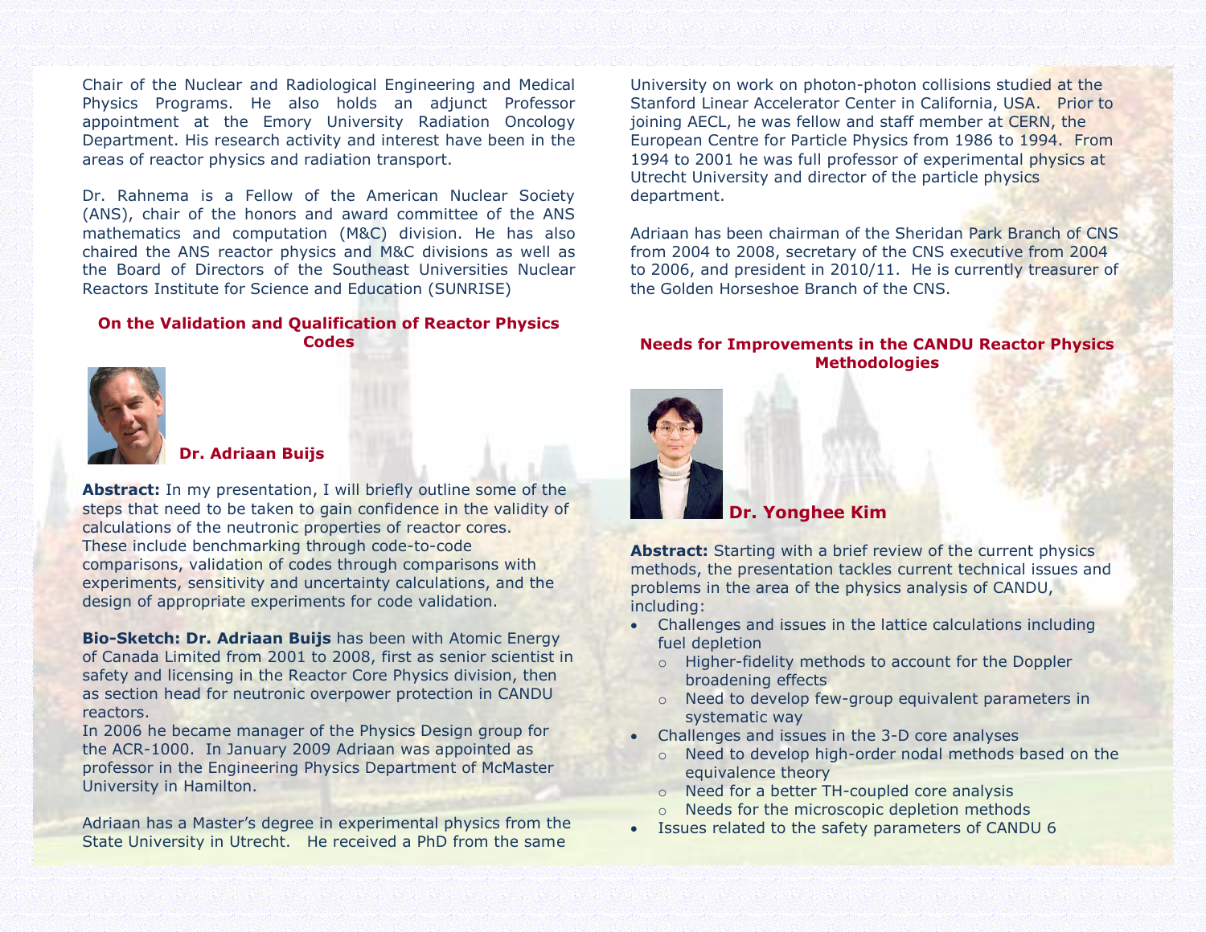Chair of the Nuclear and Radiological Engineering and Medical Physics Programs. He also holds an adjunct Professor appointment at the Emory University Radiation Oncology Department. His research activity and interest have been in the areas of reactor physics and radiation transport.

Dr. Rahnema is a Fellow of the American Nuclear Society (ANS), chair of the honors and award committee of the ANS mathematics and computation (M&C) division. He has also chaired the ANS reactor physics and M&C divisions as well as the Board of Directors of the Southeast Universities Nuclear Reactors Institute for Science and Education (SUNRISE)

### On the Validation and Qualification of Reactor Physics Codes

**Dr. Adriaan Buijs**

**Abstract:** In my presentation, I will briefly outline some of the steps that need to be taken to gain confidence in the validity of calculations of the neutronic properties of reactor cores. These include benchmarking through code-to-code comparisons, validation of codes through comparisons with experiments, sensitivity and uncertainty calculations, and the design of appropriate experiments for code validation.

**Bio-Sketch: Dr. Adriaan Buijs** has been with Atomic Energy of Canada Limited from 2001 to 2008, first as senior scientist in safety and licensing in the Reactor Core Physics division, then as section head for neutronic overpower protection in CANDU reactors.
In 2006 he became manager of the Physics Design group for the ACR-1000. In January 2009 Adriaan was appointed as professor in the Engineering Physics Department of McMaster University in Hamilton.

Adriaan has a Master's degree in experimental physics from the State University in Utrecht. He received a PhD from the same University on work on photon-photon collisions studied at the Stanford Linear Accelerator Center in California, USA. Prior to joining AECL, he was fellow and staff member at CERN, the European Centre for Particle Physics from 1986 to 1994. From 1994 to 2001 he was full professor of experimental physics at Utrecht University and director of the particle physics department.

Adriaan has been chairman of the Sheridan Park Branch of CNS from 2004 to 2008, secretary of the CNS executive from 2004 to 2006, and president in 2010/11. He is currently treasurer of the Golden Horseshoe Branch of the CNS.

### Needs for Improvements in the CANDU Reactor Physics Methodologies

**Dr. Yonghee Kim**

**Abstract:** Starting with a brief review of the current physics methods, the presentation tackles current technical issues and problems in the area of the physics analysis of CANDU, including:

- Challenges and issues in the lattice calculations including fuel depletion
  - Higher-fidelity methods to account for the Doppler broadening effects
  - Need to develop few-group equivalent parameters in systematic way
- Challenges and issues in the 3-D core analyses
  - Need to develop high-order nodal methods based on the equivalence theory
  - Need for a better TH-coupled core analysis
  - Needs for the microscopic depletion methods
- Issues related to the safety parameters of CANDU 6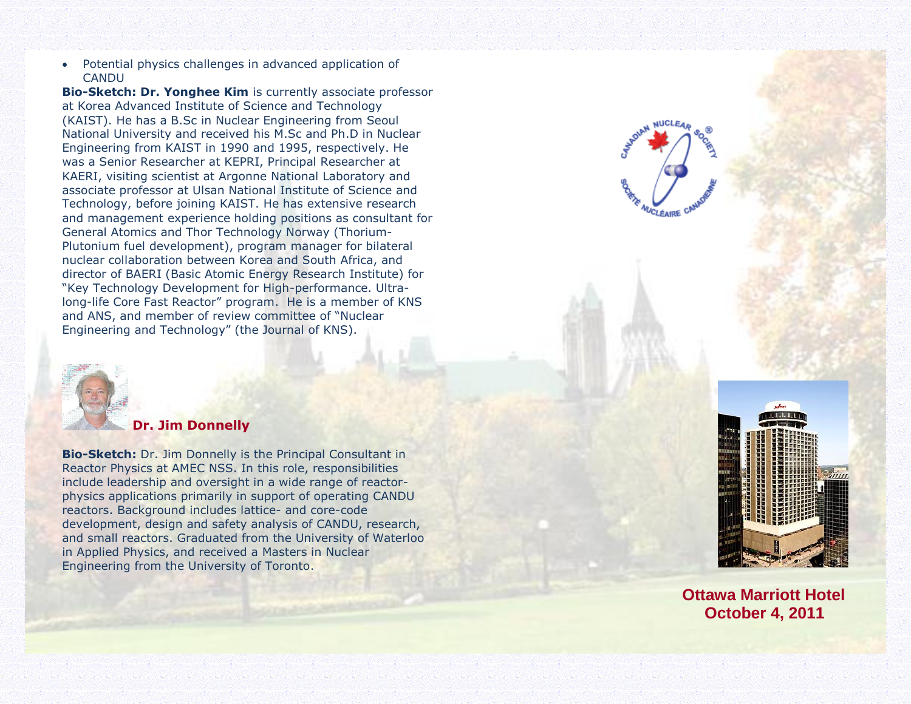- Potential physics challenges in advanced application of CANDU

**Bio-Sketch: Dr. Yonghee Kim** is currently associate professor at Korea Advanced Institute of Science and Technology (KAIST). He has a B.Sc in Nuclear Engineering from Seoul National University and received his M.Sc and Ph.D in Nuclear Engineering from KAIST in 1990 and 1995, respectively. He was a Senior Researcher at KEPRI, Principal Researcher at KAERI, visiting scientist at Argonne National Laboratory and associate professor at Ulsan National Institute of Science and Technology, before joining KAIST. He has extensive research and management experience holding positions as consultant for General Atomics and Thor Technology Norway (Thorium-Plutonium fuel development), program manager for bilateral nuclear collaboration between Korea and South Africa, and director of BAERI (Basic Atomic Energy Research Institute) for "Key Technology Development for High-performance. Ultra-long-life Core Fast Reactor" program. He is a member of KNS and ANS, and member of review committee of "Nuclear Engineering and Technology" (the Journal of KNS).

**Dr. Jim Donnelly**

**Bio-Sketch:** Dr. Jim Donnelly is the Principal Consultant in Reactor Physics at AMEC NSS. In this role, responsibilities include leadership and oversight in a wide range of reactor-physics applications primarily in support of operating CANDU reactors. Background includes lattice- and core-code development, design and safety analysis of CANDU, research, and small reactors. Graduated from the University of Waterloo in Applied Physics, and received a Masters in Nuclear Engineering from the University of Toronto.

CANADIAN NUCLEAR SOCIETY ® SOCIÉTÉ NUCLÉAIRE CANADIENNE

**Ottawa Marriott Hotel**
**October 4, 2011**